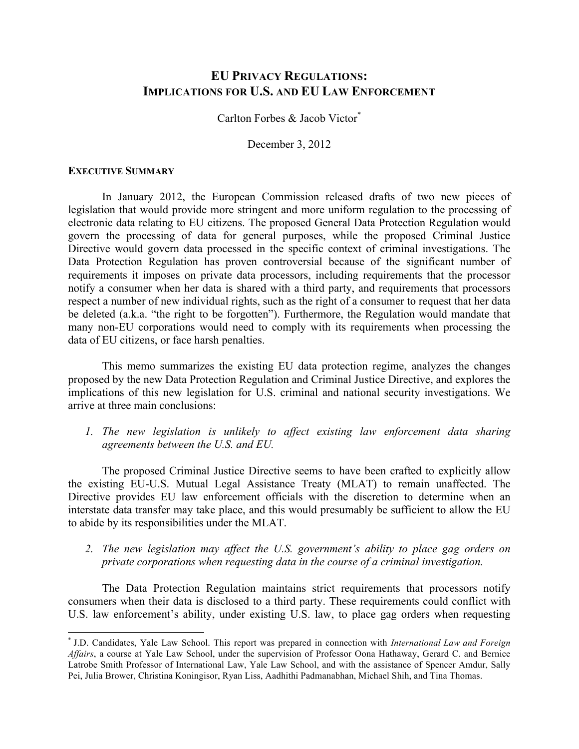# EU PRIVACY REGULATIONS: IMPLICATIONS FOR U.S. AND EU LAW ENFORCEMENT

Carlton Forbes & Jacob Victor[*]

December 3, 2012

## EXECUTIVE SUMMARY

In January 2012, the European Commission released drafts of two new pieces of legislation that would provide more stringent and more uniform regulation to the processing of electronic data relating to EU citizens. The proposed General Data Protection Regulation would govern the processing of data for general purposes, while the proposed Criminal Justice Directive would govern data processed in the specific context of criminal investigations. The Data Protection Regulation has proven controversial because of the significant number of requirements it imposes on private data processors, including requirements that the processor notify a consumer when her data is shared with a third party, and requirements that processors respect a number of new individual rights, such as the right of a consumer to request that her data be deleted (a.k.a. "the right to be forgotten"). Furthermore, the Regulation would mandate that many non-EU corporations would need to comply with its requirements when processing the data of EU citizens, or face harsh penalties.

This memo summarizes the existing EU data protection regime, analyzes the changes proposed by the new Data Protection Regulation and Criminal Justice Directive, and explores the implications of this new legislation for U.S. criminal and national security investigations. We arrive at three main conclusions:

1. *The new legislation is unlikely to affect existing law enforcement data sharing agreements between the U.S. and EU.*

The proposed Criminal Justice Directive seems to have been crafted to explicitly allow the existing EU-U.S. Mutual Legal Assistance Treaty (MLAT) to remain unaffected. The Directive provides EU law enforcement officials with the discretion to determine when an interstate data transfer may take place, and this would presumably be sufficient to allow the EU to abide by its responsibilities under the MLAT.

2. *The new legislation may affect the U.S. government's ability to place gag orders on private corporations when requesting data in the course of a criminal investigation.*

The Data Protection Regulation maintains strict requirements that processors notify consumers when their data is disclosed to a third party. These requirements could conflict with U.S. law enforcement's ability, under existing U.S. law, to place gag orders when requesting

---

[*] J.D. Candidates, Yale Law School. This report was prepared in connection with *International Law and Foreign Affairs*, a course at Yale Law School, under the supervision of Professor Oona Hathaway, Gerard C. and Bernice Latrobe Smith Professor of International Law, Yale Law School, and with the assistance of Spencer Amdur, Sally Pei, Julia Brower, Christina Koningisor, Ryan Liss, Aadhithi Padmanabhan, Michael Shih, and Tina Thomas.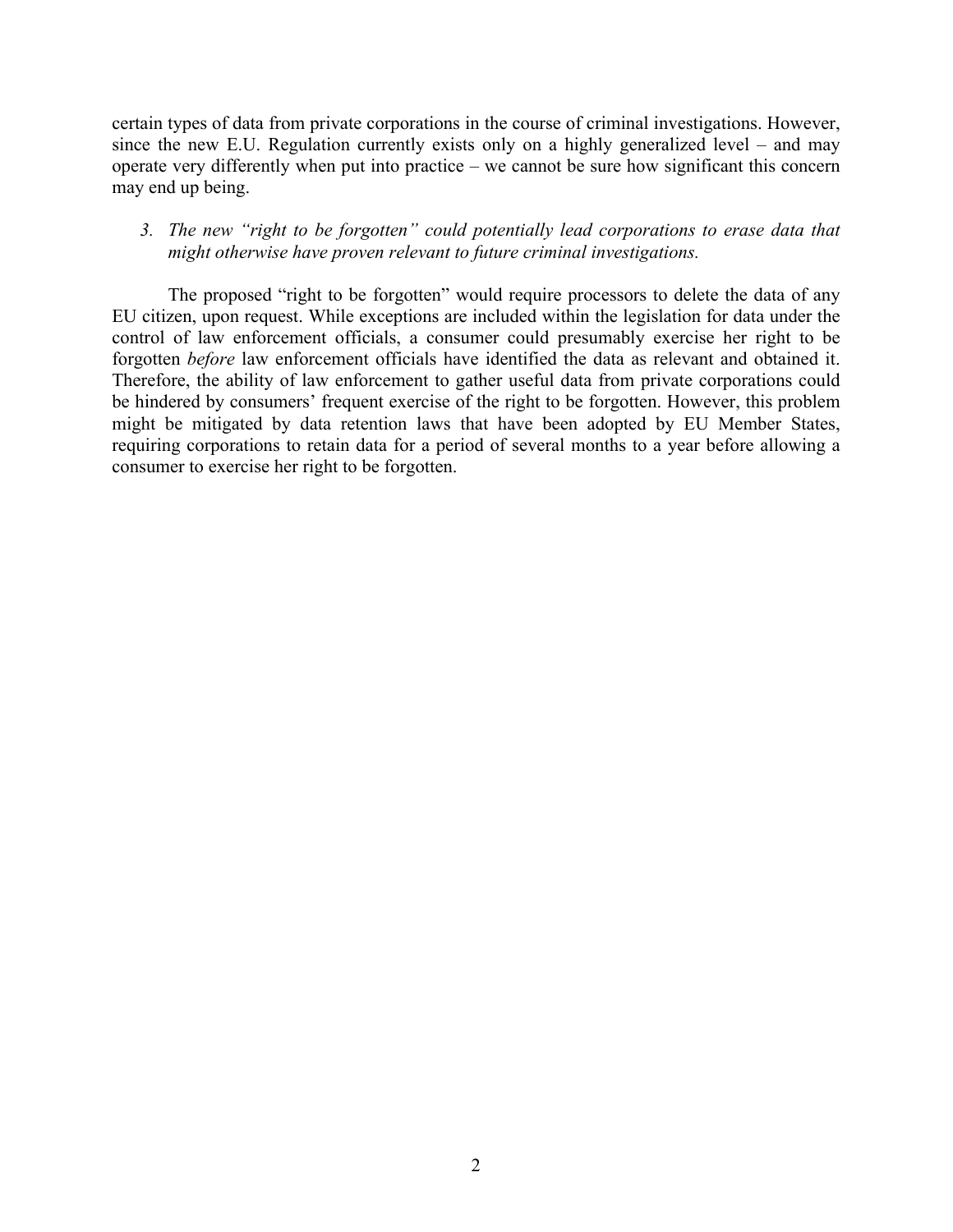certain types of data from private corporations in the course of criminal investigations. However, since the new E.U. Regulation currently exists only on a highly generalized level – and may operate very differently when put into practice – we cannot be sure how significant this concern may end up being.

3. *The new "right to be forgotten" could potentially lead corporations to erase data that might otherwise have proven relevant to future criminal investigations.*

The proposed "right to be forgotten" would require processors to delete the data of any EU citizen, upon request. While exceptions are included within the legislation for data under the control of law enforcement officials, a consumer could presumably exercise her right to be forgotten *before* law enforcement officials have identified the data as relevant and obtained it. Therefore, the ability of law enforcement to gather useful data from private corporations could be hindered by consumers' frequent exercise of the right to be forgotten. However, this problem might be mitigated by data retention laws that have been adopted by EU Member States, requiring corporations to retain data for a period of several months to a year before allowing a consumer to exercise her right to be forgotten.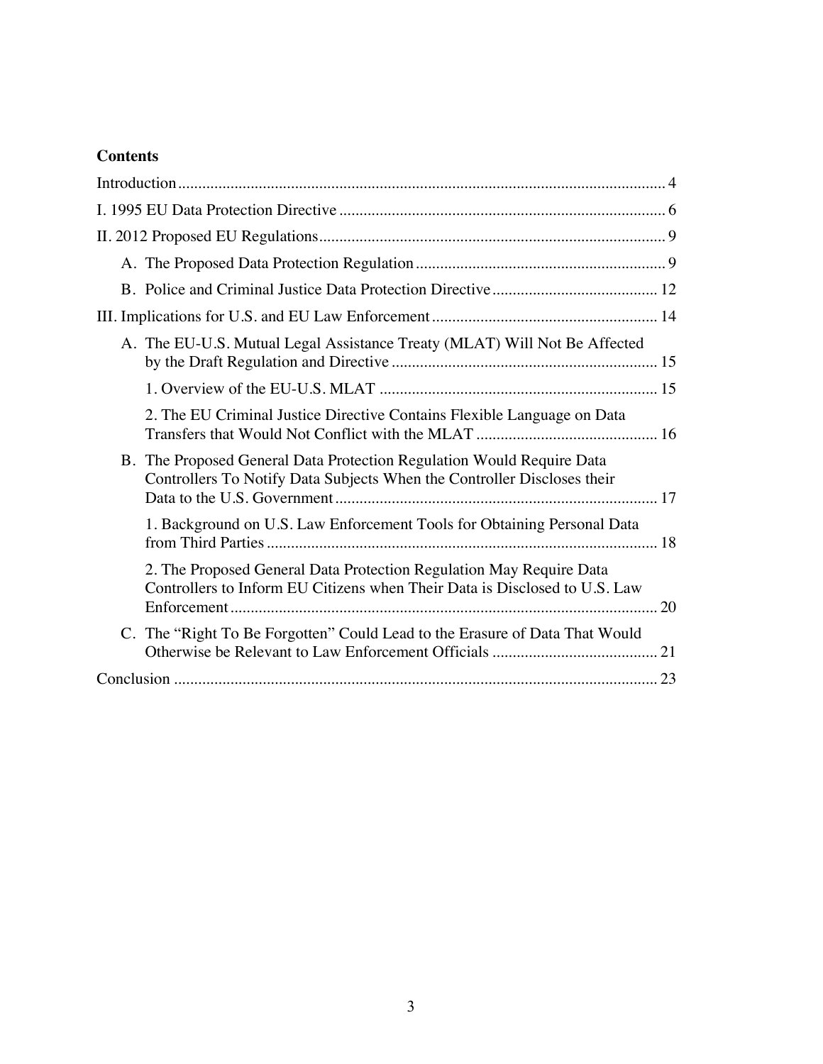**Contents**

Introduction ........................................................................................................................ 4

I. 1995 EU Data Protection Directive ................................................................................. 6

II. 2012 Proposed EU Regulations ...................................................................................... 9

- A. The Proposed Data Protection Regulation .............................................................. 9
- B. Police and Criminal Justice Data Protection Directive ......................................... 12

III. Implications for U.S. and EU Law Enforcement ........................................................ 14

- A. The EU-U.S. Mutual Legal Assistance Treaty (MLAT) Will Not Be Affected by the Draft Regulation and Directive .................................................................. 15
  - 1. Overview of the EU-U.S. MLAT ..................................................................... 15
  - 2. The EU Criminal Justice Directive Contains Flexible Language on Data Transfers that Would Not Conflict with the MLAT ............................................. 16
- B. The Proposed General Data Protection Regulation Would Require Data Controllers To Notify Data Subjects When the Controller Discloses their Data to the U.S. Government ................................................................................ 17
  - 1. Background on U.S. Law Enforcement Tools for Obtaining Personal Data from Third Parties .................................................................................................. 18
  - 2. The Proposed General Data Protection Regulation May Require Data Controllers to Inform EU Citizens when Their Data is Disclosed to U.S. Law Enforcement .......................................................................................................... 20
- C. The "Right To Be Forgotten" Could Lead to the Erasure of Data That Would Otherwise be Relevant to Law Enforcement Officials ......................................... 21

Conclusion ......................................................................................................................... 23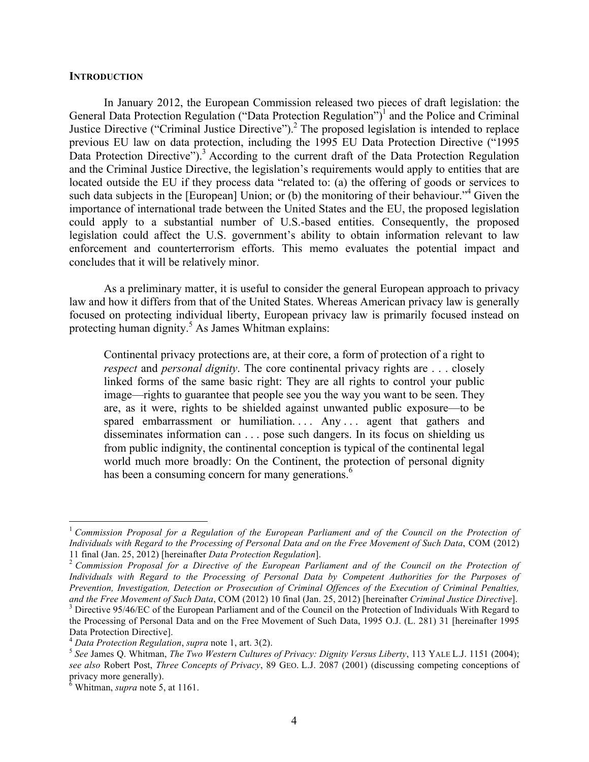## INTRODUCTION

In January 2012, the European Commission released two pieces of draft legislation: the General Data Protection Regulation ("Data Protection Regulation")[1] and the Police and Criminal Justice Directive ("Criminal Justice Directive").[2] The proposed legislation is intended to replace previous EU law on data protection, including the 1995 EU Data Protection Directive ("1995 Data Protection Directive").[3] According to the current draft of the Data Protection Regulation and the Criminal Justice Directive, the legislation's requirements would apply to entities that are located outside the EU if they process data "related to: (a) the offering of goods or services to such data subjects in the [European] Union; or (b) the monitoring of their behaviour."[4] Given the importance of international trade between the United States and the EU, the proposed legislation could apply to a substantial number of U.S.-based entities. Consequently, the proposed legislation could affect the U.S. government's ability to obtain information relevant to law enforcement and counterterrorism efforts. This memo evaluates the potential impact and concludes that it will be relatively minor.

As a preliminary matter, it is useful to consider the general European approach to privacy law and how it differs from that of the United States. Whereas American privacy law is generally focused on protecting individual liberty, European privacy law is primarily focused instead on protecting human dignity.[5] As James Whitman explains:

> Continental privacy protections are, at their core, a form of protection of a right to *respect* and *personal dignity*. The core continental privacy rights are . . . closely linked forms of the same basic right: They are all rights to control your public image—rights to guarantee that people see you the way you want to be seen. They are, as it were, rights to be shielded against unwanted public exposure—to be spared embarrassment or humiliation. . . . Any . . . agent that gathers and disseminates information can . . . pose such dangers. In its focus on shielding us from public indignity, the continental conception is typical of the continental legal world much more broadly: On the Continent, the protection of personal dignity has been a consuming concern for many generations.[6]

---

[1] *Commission Proposal for a Regulation of the European Parliament and of the Council on the Protection of Individuals with Regard to the Processing of Personal Data and on the Free Movement of Such Data*, COM (2012) 11 final (Jan. 25, 2012) [hereinafter *Data Protection Regulation*].

[2] *Commission Proposal for a Directive of the European Parliament and of the Council on the Protection of Individuals with Regard to the Processing of Personal Data by Competent Authorities for the Purposes of Prevention, Investigation, Detection or Prosecution of Criminal Offences of the Execution of Criminal Penalties, and the Free Movement of Such Data*, COM (2012) 10 final (Jan. 25, 2012) [hereinafter *Criminal Justice Directive*].

[3] Directive 95/46/EC of the European Parliament and of the Council on the Protection of Individuals With Regard to the Processing of Personal Data and on the Free Movement of Such Data, 1995 O.J. (L. 281) 31 [hereinafter 1995 Data Protection Directive].

[4] *Data Protection Regulation*, *supra* note 1, art. 3(2).

[5] *See* James Q. Whitman, *The Two Western Cultures of Privacy: Dignity Versus Liberty*, 113 YALE L.J. 1151 (2004); *see also* Robert Post, *Three Concepts of Privacy*, 89 GEO. L.J. 2087 (2001) (discussing competing conceptions of privacy more generally).

[6] Whitman, *supra* note 5, at 1161.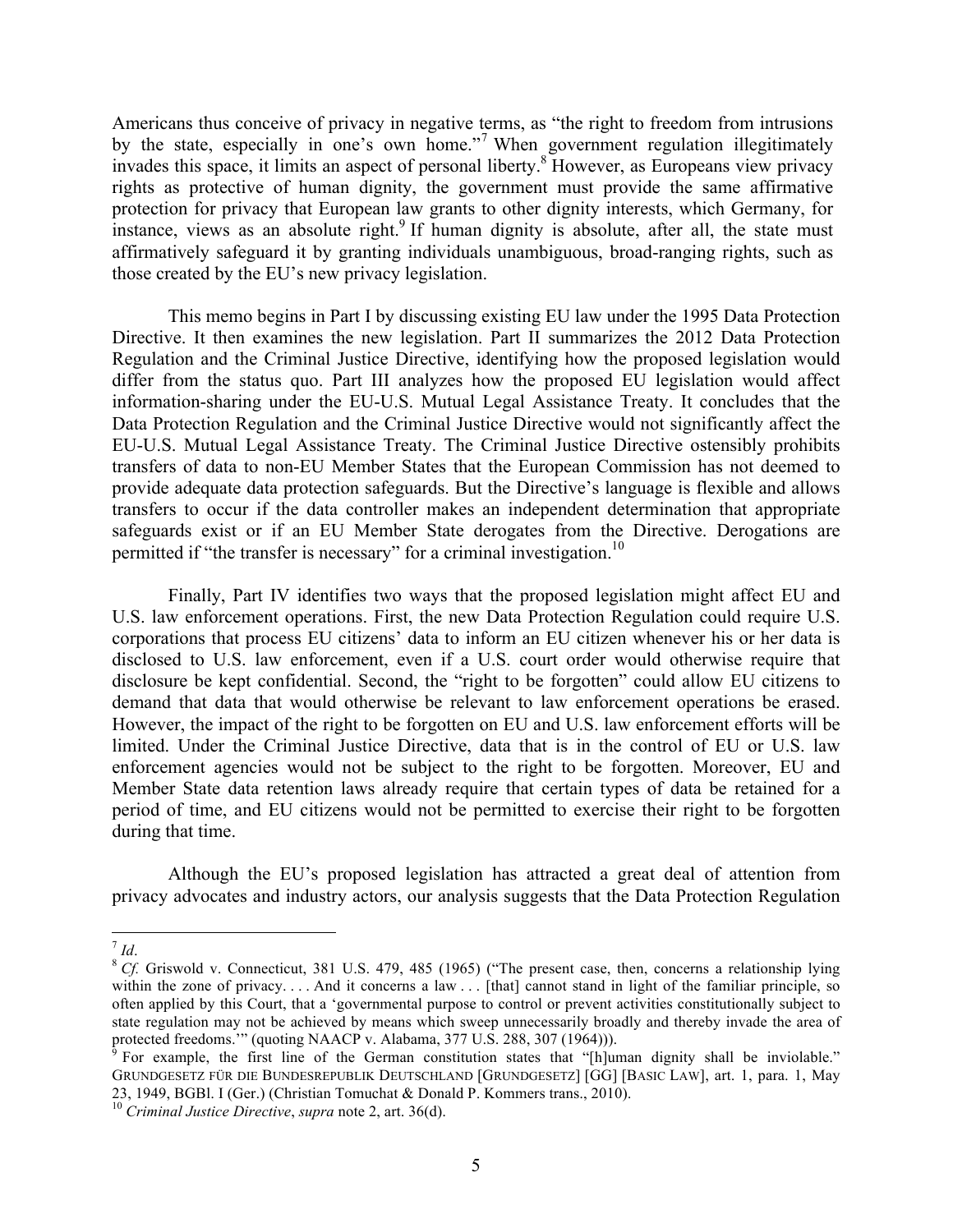Americans thus conceive of privacy in negative terms, as "the right to freedom from intrusions by the state, especially in one's own home."[7] When government regulation illegitimately invades this space, it limits an aspect of personal liberty.[8] However, as Europeans view privacy rights as protective of human dignity, the government must provide the same affirmative protection for privacy that European law grants to other dignity interests, which Germany, for instance, views as an absolute right.[9] If human dignity is absolute, after all, the state must affirmatively safeguard it by granting individuals unambiguous, broad-ranging rights, such as those created by the EU's new privacy legislation.

This memo begins in Part I by discussing existing EU law under the 1995 Data Protection Directive. It then examines the new legislation. Part II summarizes the 2012 Data Protection Regulation and the Criminal Justice Directive, identifying how the proposed legislation would differ from the status quo. Part III analyzes how the proposed EU legislation would affect information-sharing under the EU-U.S. Mutual Legal Assistance Treaty. It concludes that the Data Protection Regulation and the Criminal Justice Directive would not significantly affect the EU-U.S. Mutual Legal Assistance Treaty. The Criminal Justice Directive ostensibly prohibits transfers of data to non-EU Member States that the European Commission has not deemed to provide adequate data protection safeguards. But the Directive's language is flexible and allows transfers to occur if the data controller makes an independent determination that appropriate safeguards exist or if an EU Member State derogates from the Directive. Derogations are permitted if "the transfer is necessary" for a criminal investigation.[10]

Finally, Part IV identifies two ways that the proposed legislation might affect EU and U.S. law enforcement operations. First, the new Data Protection Regulation could require U.S. corporations that process EU citizens' data to inform an EU citizen whenever his or her data is disclosed to U.S. law enforcement, even if a U.S. court order would otherwise require that disclosure be kept confidential. Second, the "right to be forgotten" could allow EU citizens to demand that data that would otherwise be relevant to law enforcement operations be erased. However, the impact of the right to be forgotten on EU and U.S. law enforcement efforts will be limited. Under the Criminal Justice Directive, data that is in the control of EU or U.S. law enforcement agencies would not be subject to the right to be forgotten. Moreover, EU and Member State data retention laws already require that certain types of data be retained for a period of time, and EU citizens would not be permitted to exercise their right to be forgotten during that time.

Although the EU's proposed legislation has attracted a great deal of attention from privacy advocates and industry actors, our analysis suggests that the Data Protection Regulation

---

[7] *Id*.

[8] *Cf.* Griswold v. Connecticut, 381 U.S. 479, 485 (1965) ("The present case, then, concerns a relationship lying within the zone of privacy. . . . And it concerns a law . . . [that] cannot stand in light of the familiar principle, so often applied by this Court, that a 'governmental purpose to control or prevent activities constitutionally subject to state regulation may not be achieved by means which sweep unnecessarily broadly and thereby invade the area of protected freedoms.'" (quoting NAACP v. Alabama, 377 U.S. 288, 307 (1964))).

[9] For example, the first line of the German constitution states that "[h]uman dignity shall be inviolable." GRUNDGESETZ FÜR DIE BUNDESREPUBLIK DEUTSCHLAND [GRUNDGESETZ] [GG] [BASIC LAW], art. 1, para. 1, May 23, 1949, BGBl. I (Ger.) (Christian Tomuchat & Donald P. Kommers trans., 2010).

[10] *Criminal Justice Directive*, *supra* note 2, art. 36(d).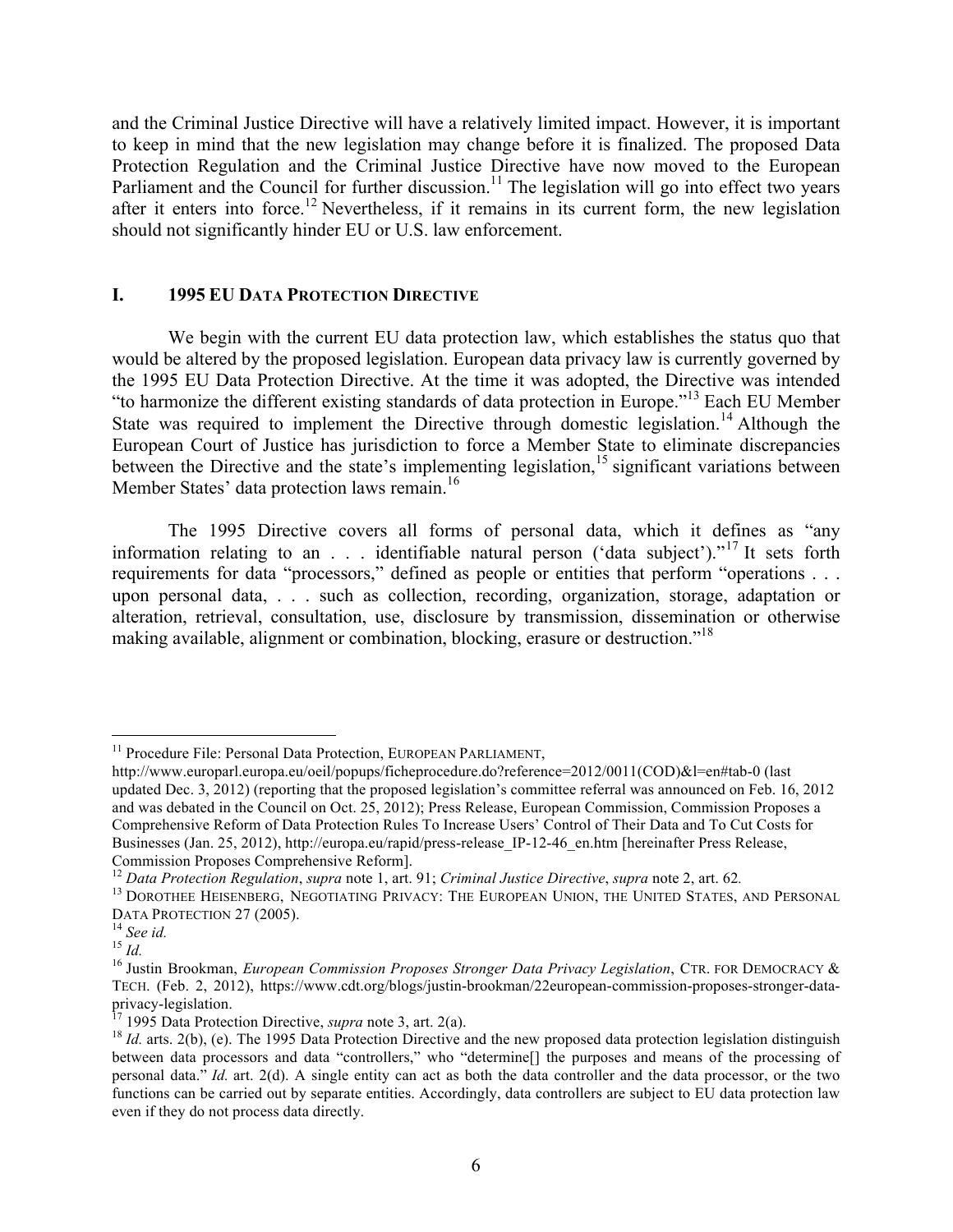and the Criminal Justice Directive will have a relatively limited impact. However, it is important to keep in mind that the new legislation may change before it is finalized. The proposed Data Protection Regulation and the Criminal Justice Directive have now moved to the European Parliament and the Council for further discussion.[11] The legislation will go into effect two years after it enters into force.[12] Nevertheless, if it remains in its current form, the new legislation should not significantly hinder EU or U.S. law enforcement.

## I. 1995 EU DATA PROTECTION DIRECTIVE

We begin with the current EU data protection law, which establishes the status quo that would be altered by the proposed legislation. European data privacy law is currently governed by the 1995 EU Data Protection Directive. At the time it was adopted, the Directive was intended "to harmonize the different existing standards of data protection in Europe."[13] Each EU Member State was required to implement the Directive through domestic legislation.[14] Although the European Court of Justice has jurisdiction to force a Member State to eliminate discrepancies between the Directive and the state's implementing legislation,[15] significant variations between Member States' data protection laws remain.[16]

The 1995 Directive covers all forms of personal data, which it defines as "any information relating to an . . . identifiable natural person ('data subject')."[17] It sets forth requirements for data "processors," defined as people or entities that perform "operations . . . upon personal data, . . . such as collection, recording, organization, storage, adaptation or alteration, retrieval, consultation, use, disclosure by transmission, dissemination or otherwise making available, alignment or combination, blocking, erasure or destruction."[18]

---

[11] Procedure File: Personal Data Protection, EUROPEAN PARLIAMENT, http://www.europarl.europa.eu/oeil/popups/ficheprocedure.do?reference=2012/0011(COD)&l=en#tab-0 (last updated Dec. 3, 2012) (reporting that the proposed legislation's committee referral was announced on Feb. 16, 2012 and was debated in the Council on Oct. 25, 2012); Press Release, European Commission, Commission Proposes a Comprehensive Reform of Data Protection Rules To Increase Users' Control of Their Data and To Cut Costs for Businesses (Jan. 25, 2012), http://europa.eu/rapid/press-release_IP-12-46_en.htm [hereinafter Press Release, Commission Proposes Comprehensive Reform].

[12] *Data Protection Regulation*, *supra* note 1, art. 91; *Criminal Justice Directive*, *supra* note 2, art. 62.

[13] DOROTHEE HEISENBERG, NEGOTIATING PRIVACY: THE EUROPEAN UNION, THE UNITED STATES, AND PERSONAL DATA PROTECTION 27 (2005).

[14] *See id.*

[15] *Id.*

[16] Justin Brookman, *European Commission Proposes Stronger Data Privacy Legislation*, CTR. FOR DEMOCRACY & TECH. (Feb. 2, 2012), https://www.cdt.org/blogs/justin-brookman/22european-commission-proposes-stronger-data-privacy-legislation.

[17] 1995 Data Protection Directive, *supra* note 3, art. 2(a).

[18] *Id.* arts. 2(b), (e). The 1995 Data Protection Directive and the new proposed data protection legislation distinguish between data processors and data "controllers," who "determine[] the purposes and means of the processing of personal data." *Id.* art. 2(d). A single entity can act as both the data controller and the data processor, or the two functions can be carried out by separate entities. Accordingly, data controllers are subject to EU data protection law even if they do not process data directly.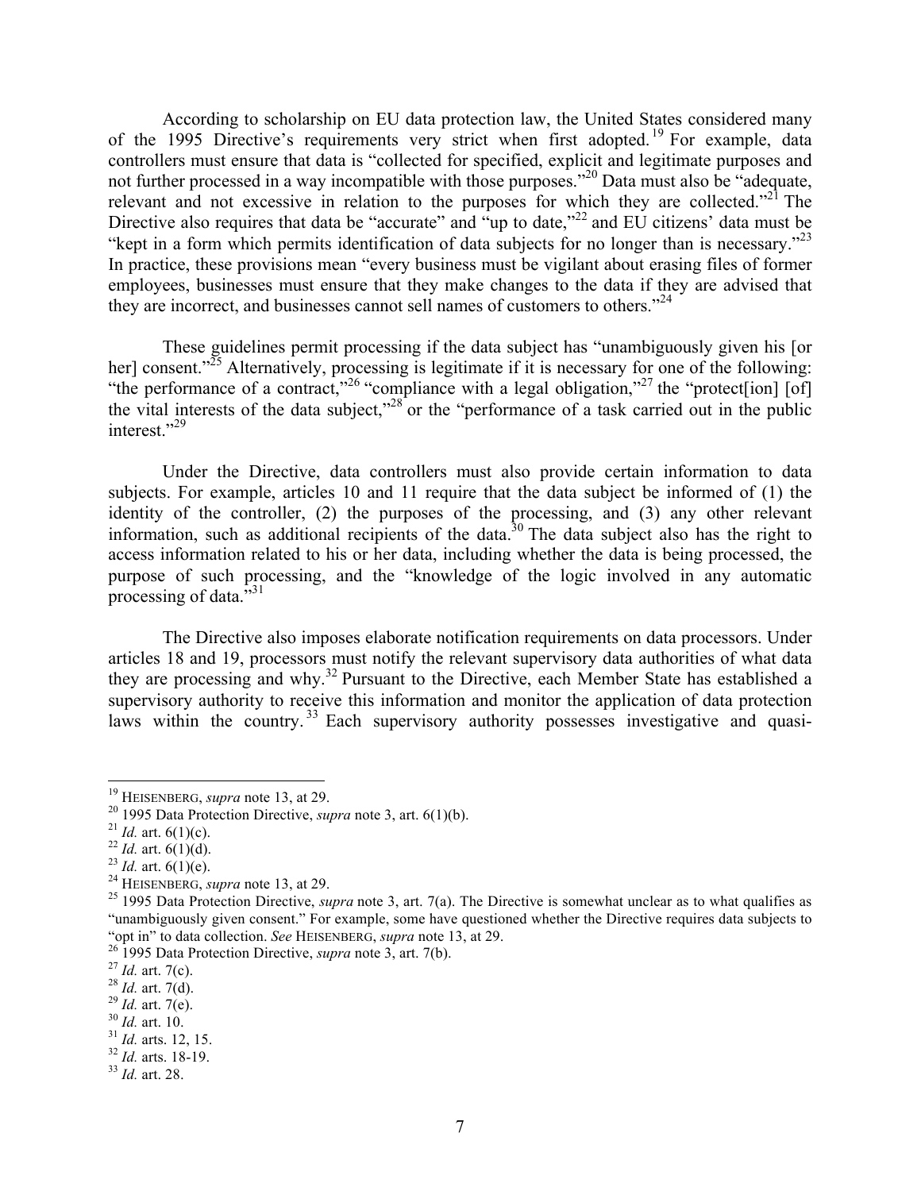According to scholarship on EU data protection law, the United States considered many of the 1995 Directive's requirements very strict when first adopted.[19] For example, data controllers must ensure that data is "collected for specified, explicit and legitimate purposes and not further processed in a way incompatible with those purposes."[20] Data must also be "adequate, relevant and not excessive in relation to the purposes for which they are collected."[21] The Directive also requires that data be "accurate" and "up to date,"[22] and EU citizens' data must be "kept in a form which permits identification of data subjects for no longer than is necessary."[23] In practice, these provisions mean "every business must be vigilant about erasing files of former employees, businesses must ensure that they make changes to the data if they are advised that they are incorrect, and businesses cannot sell names of customers to others."[24]

These guidelines permit processing if the data subject has "unambiguously given his [or her] consent."[25] Alternatively, processing is legitimate if it is necessary for one of the following: "the performance of a contract,"[26] "compliance with a legal obligation,"[27] the "protect[ion] [of] the vital interests of the data subject,"[28] or the "performance of a task carried out in the public interest."[29]

Under the Directive, data controllers must also provide certain information to data subjects. For example, articles 10 and 11 require that the data subject be informed of (1) the identity of the controller, (2) the purposes of the processing, and (3) any other relevant information, such as additional recipients of the data.[30] The data subject also has the right to access information related to his or her data, including whether the data is being processed, the purpose of such processing, and the "knowledge of the logic involved in any automatic processing of data."[31]

The Directive also imposes elaborate notification requirements on data processors. Under articles 18 and 19, processors must notify the relevant supervisory data authorities of what data they are processing and why.[32] Pursuant to the Directive, each Member State has established a supervisory authority to receive this information and monitor the application of data protection laws within the country.[33] Each supervisory authority possesses investigative and quasi-

---

[19] HEISENBERG, *supra* note 13, at 29.

[20] 1995 Data Protection Directive, *supra* note 3, art. 6(1)(b).

[21] *Id.* art. 6(1)(c).

[22] *Id.* art. 6(1)(d).

[23] *Id.* art. 6(1)(e).

[24] HEISENBERG, *supra* note 13, at 29.

[25] 1995 Data Protection Directive, *supra* note 3, art. 7(a). The Directive is somewhat unclear as to what qualifies as "unambiguously given consent." For example, some have questioned whether the Directive requires data subjects to "opt in" to data collection. *See* HEISENBERG, *supra* note 13, at 29.

[26] 1995 Data Protection Directive, *supra* note 3, art. 7(b).

[27] *Id.* art. 7(c).

[28] *Id.* art. 7(d).

[29] *Id.* art. 7(e).

[30] *Id.* art. 10.

[31] *Id.* arts. 12, 15.

[32] *Id.* arts. 18-19.

[33] *Id.* art. 28.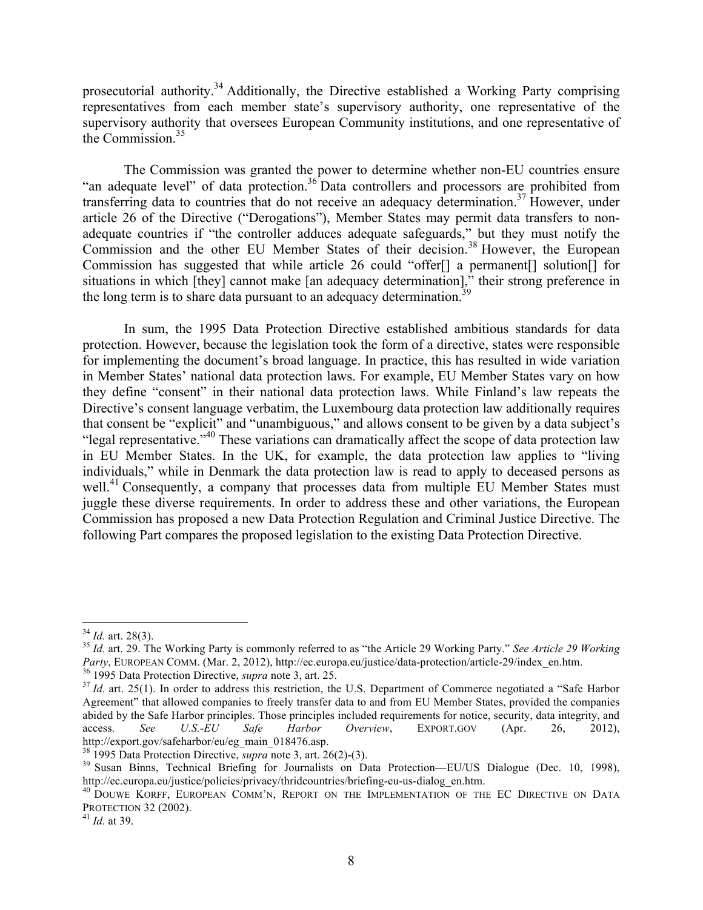prosecutorial authority.[34] Additionally, the Directive established a Working Party comprising representatives from each member state's supervisory authority, one representative of the supervisory authority that oversees European Community institutions, and one representative of the Commission.[35]

The Commission was granted the power to determine whether non-EU countries ensure "an adequate level" of data protection.[36] Data controllers and processors are prohibited from transferring data to countries that do not receive an adequacy determination.[37] However, under article 26 of the Directive ("Derogations"), Member States may permit data transfers to non-adequate countries if "the controller adduces adequate safeguards," but they must notify the Commission and the other EU Member States of their decision.[38] However, the European Commission has suggested that while article 26 could "offer[] a permanent[] solution[] for situations in which [they] cannot make [an adequacy determination]," their strong preference in the long term is to share data pursuant to an adequacy determination.[39]

In sum, the 1995 Data Protection Directive established ambitious standards for data protection. However, because the legislation took the form of a directive, states were responsible for implementing the document's broad language. In practice, this has resulted in wide variation in Member States' national data protection laws. For example, EU Member States vary on how they define "consent" in their national data protection laws. While Finland's law repeats the Directive's consent language verbatim, the Luxembourg data protection law additionally requires that consent be "explicit" and "unambiguous," and allows consent to be given by a data subject's "legal representative."[40] These variations can dramatically affect the scope of data protection law in EU Member States. In the UK, for example, the data protection law applies to "living individuals," while in Denmark the data protection law is read to apply to deceased persons as well.[41] Consequently, a company that processes data from multiple EU Member States must juggle these diverse requirements. In order to address these and other variations, the European Commission has proposed a new Data Protection Regulation and Criminal Justice Directive. The following Part compares the proposed legislation to the existing Data Protection Directive.

---

[34] *Id.* art. 28(3).

[35] *Id.* art. 29. The Working Party is commonly referred to as "the Article 29 Working Party." *See Article 29 Working Party*, EUROPEAN COMM. (Mar. 2, 2012), http://ec.europa.eu/justice/data-protection/article-29/index_en.htm.

[36] 1995 Data Protection Directive, *supra* note 3, art. 25.

[37] *Id.* art. 25(1). In order to address this restriction, the U.S. Department of Commerce negotiated a "Safe Harbor Agreement" that allowed companies to freely transfer data to and from EU Member States, provided the companies abided by the Safe Harbor principles. Those principles included requirements for notice, security, data integrity, and access. *See U.S.-EU Safe Harbor Overview*, EXPORT.GOV (Apr. 26, 2012), http://export.gov/safeharbor/eu/eg_main_018476.asp.

[38] 1995 Data Protection Directive, *supra* note 3, art. 26(2)-(3).

[39] Susan Binns, Technical Briefing for Journalists on Data Protection—EU/US Dialogue (Dec. 10, 1998), http://ec.europa.eu/justice/policies/privacy/thridcountries/briefing-eu-us-dialog_en.htm.

[40] DOUWE KORFF, EUROPEAN COMM'N, REPORT ON THE IMPLEMENTATION OF THE EC DIRECTIVE ON DATA PROTECTION 32 (2002).

[41] *Id.* at 39.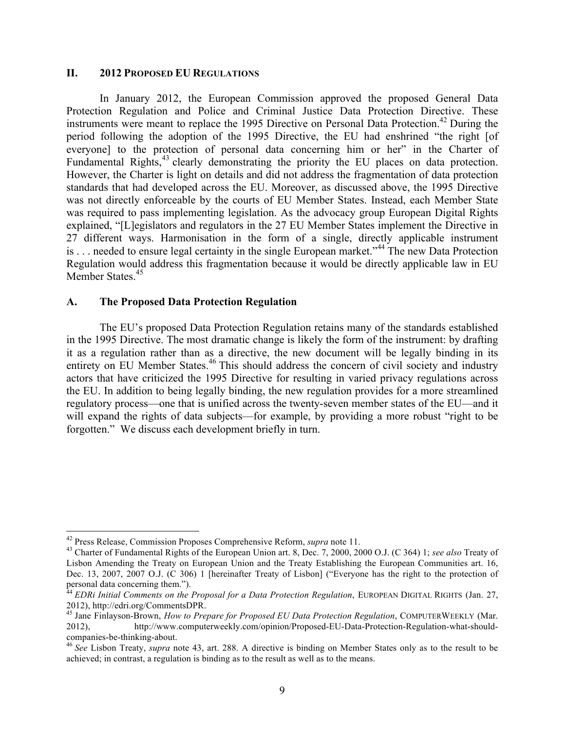## II. 2012 PROPOSED EU REGULATIONS

In January 2012, the European Commission approved the proposed General Data Protection Regulation and Police and Criminal Justice Data Protection Directive. These instruments were meant to replace the 1995 Directive on Personal Data Protection.[42] During the period following the adoption of the 1995 Directive, the EU had enshrined "the right [of everyone] to the protection of personal data concerning him or her" in the Charter of Fundamental Rights,[43] clearly demonstrating the priority the EU places on data protection. However, the Charter is light on details and did not address the fragmentation of data protection standards that had developed across the EU. Moreover, as discussed above, the 1995 Directive was not directly enforceable by the courts of EU Member States. Instead, each Member State was required to pass implementing legislation. As the advocacy group European Digital Rights explained, "[L]egislators and regulators in the 27 EU Member States implement the Directive in 27 different ways. Harmonisation in the form of a single, directly applicable instrument is . . . needed to ensure legal certainty in the single European market."[44] The new Data Protection Regulation would address this fragmentation because it would be directly applicable law in EU Member States.[45]

### A. The Proposed Data Protection Regulation

The EU's proposed Data Protection Regulation retains many of the standards established in the 1995 Directive. The most dramatic change is likely the form of the instrument: by drafting it as a regulation rather than as a directive, the new document will be legally binding in its entirety on EU Member States.[46] This should address the concern of civil society and industry actors that have criticized the 1995 Directive for resulting in varied privacy regulations across the EU. In addition to being legally binding, the new regulation provides for a more streamlined regulatory process—one that is unified across the twenty-seven member states of the EU—and it will expand the rights of data subjects—for example, by providing a more robust "right to be forgotten." We discuss each development briefly in turn.

---

[42] Press Release, Commission Proposes Comprehensive Reform, *supra* note 11.

[43] Charter of Fundamental Rights of the European Union art. 8, Dec. 7, 2000, 2000 O.J. (C 364) 1; *see also* Treaty of Lisbon Amending the Treaty on European Union and the Treaty Establishing the European Communities art. 16, Dec. 13, 2007, 2007 O.J. (C 306) 1 [hereinafter Treaty of Lisbon] ("Everyone has the right to the protection of personal data concerning them.").

[44] *EDRi Initial Comments on the Proposal for a Data Protection Regulation*, EUROPEAN DIGITAL RIGHTS (Jan. 27, 2012), http://edri.org/CommentsDPR.

[45] Jane Finlayson-Brown, *How to Prepare for Proposed EU Data Protection Regulation*, COMPUTERWEEKLY (Mar. 2012), http://www.computerweekly.com/opinion/Proposed-EU-Data-Protection-Regulation-what-should-companies-be-thinking-about.

[46] *See* Lisbon Treaty, *supra* note 43, art. 288. A directive is binding on Member States only as to the result to be achieved; in contrast, a regulation is binding as to the result as well as to the means.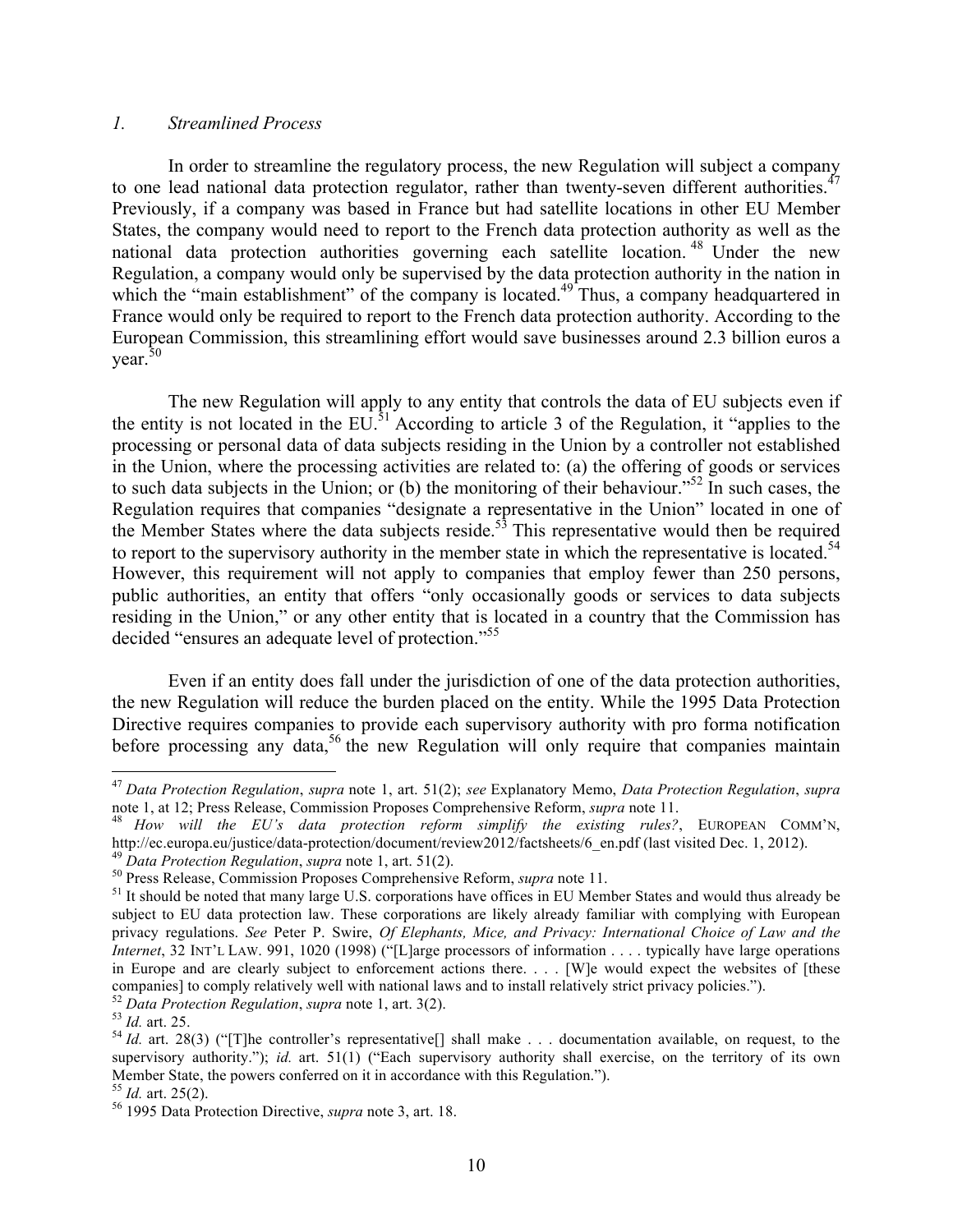### *1. Streamlined Process*

In order to streamline the regulatory process, the new Regulation will subject a company to one lead national data protection regulator, rather than twenty-seven different authorities.[47] Previously, if a company was based in France but had satellite locations in other EU Member States, the company would need to report to the French data protection authority as well as the national data protection authorities governing each satellite location.[48] Under the new Regulation, a company would only be supervised by the data protection authority in the nation in which the "main establishment" of the company is located.[49] Thus, a company headquartered in France would only be required to report to the French data protection authority. According to the European Commission, this streamlining effort would save businesses around 2.3 billion euros a year.[50]

The new Regulation will apply to any entity that controls the data of EU subjects even if the entity is not located in the EU.[51] According to article 3 of the Regulation, it "applies to the processing or personal data of data subjects residing in the Union by a controller not established in the Union, where the processing activities are related to: (a) the offering of goods or services to such data subjects in the Union; or (b) the monitoring of their behaviour."[52] In such cases, the Regulation requires that companies "designate a representative in the Union" located in one of the Member States where the data subjects reside.[53] This representative would then be required to report to the supervisory authority in the member state in which the representative is located.[54] However, this requirement will not apply to companies that employ fewer than 250 persons, public authorities, an entity that offers "only occasionally goods or services to data subjects residing in the Union," or any other entity that is located in a country that the Commission has decided "ensures an adequate level of protection."[55]

Even if an entity does fall under the jurisdiction of one of the data protection authorities, the new Regulation will reduce the burden placed on the entity. While the 1995 Data Protection Directive requires companies to provide each supervisory authority with pro forma notification before processing any data,[56] the new Regulation will only require that companies maintain

---

[47] *Data Protection Regulation*, *supra* note 1, art. 51(2); *see* Explanatory Memo, *Data Protection Regulation*, *supra* note 1, at 12; Press Release, Commission Proposes Comprehensive Reform, *supra* note 11.

[48] *How will the EU's data protection reform simplify the existing rules?*, EUROPEAN COMM'N, http://ec.europa.eu/justice/data-protection/document/review2012/factsheets/6_en.pdf (last visited Dec. 1, 2012).

[49] *Data Protection Regulation*, *supra* note 1, art. 51(2).

[50] Press Release, Commission Proposes Comprehensive Reform, *supra* note 11.

[51] It should be noted that many large U.S. corporations have offices in EU Member States and would thus already be subject to EU data protection law. These corporations are likely already familiar with complying with European privacy regulations. *See* Peter P. Swire, *Of Elephants, Mice, and Privacy: International Choice of Law and the Internet*, 32 INT'L LAW. 991, 1020 (1998) ("[L]arge processors of information . . . . typically have large operations in Europe and are clearly subject to enforcement actions there. . . . [W]e would expect the websites of [these companies] to comply relatively well with national laws and to install relatively strict privacy policies.").

[52] *Data Protection Regulation*, *supra* note 1, art. 3(2).

[53] *Id.* art. 25.

[54] *Id.* art. 28(3) ("[T]he controller's representative[] shall make . . . documentation available, on request, to the supervisory authority."); *id.* art. 51(1) ("Each supervisory authority shall exercise, on the territory of its own Member State, the powers conferred on it in accordance with this Regulation.").

[55] *Id.* art. 25(2).

[56] 1995 Data Protection Directive, *supra* note 3, art. 18.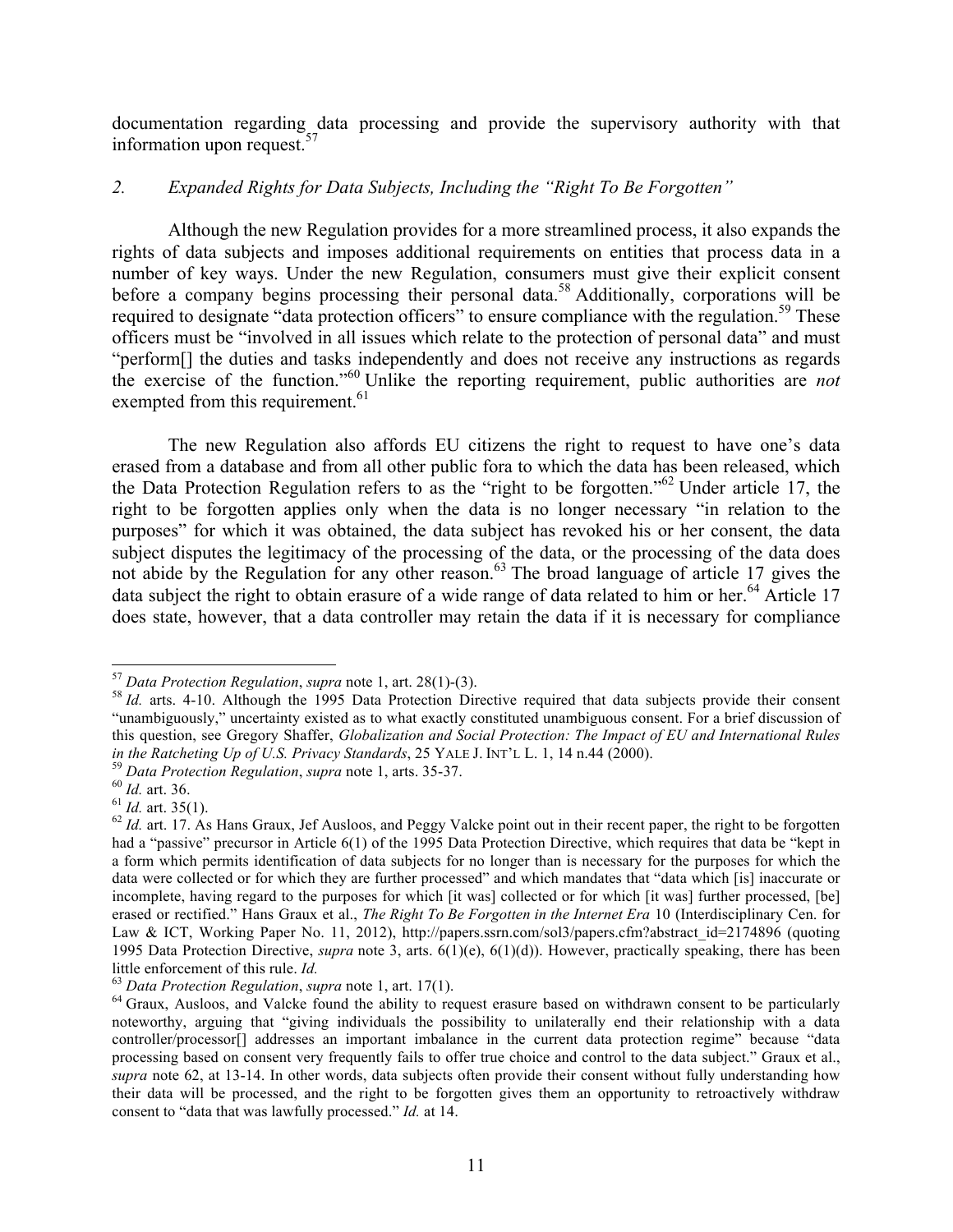documentation regarding data processing and provide the supervisory authority with that information upon request.[57]

### *2. Expanded Rights for Data Subjects, Including the "Right To Be Forgotten"*

Although the new Regulation provides for a more streamlined process, it also expands the rights of data subjects and imposes additional requirements on entities that process data in a number of key ways. Under the new Regulation, consumers must give their explicit consent before a company begins processing their personal data.[58] Additionally, corporations will be required to designate "data protection officers" to ensure compliance with the regulation.[59] These officers must be "involved in all issues which relate to the protection of personal data" and must "perform[] the duties and tasks independently and does not receive any instructions as regards the exercise of the function."[60] Unlike the reporting requirement, public authorities are *not* exempted from this requirement.[61]

The new Regulation also affords EU citizens the right to request to have one's data erased from a database and from all other public fora to which the data has been released, which the Data Protection Regulation refers to as the "right to be forgotten."[62] Under article 17, the right to be forgotten applies only when the data is no longer necessary "in relation to the purposes" for which it was obtained, the data subject has revoked his or her consent, the data subject disputes the legitimacy of the processing of the data, or the processing of the data does not abide by the Regulation for any other reason.[63] The broad language of article 17 gives the data subject the right to obtain erasure of a wide range of data related to him or her.[64] Article 17 does state, however, that a data controller may retain the data if it is necessary for compliance

---

[57] *Data Protection Regulation*, *supra* note 1, art. 28(1)-(3).

[58] *Id.* arts. 4-10. Although the 1995 Data Protection Directive required that data subjects provide their consent "unambiguously," uncertainty existed as to what exactly constituted unambiguous consent. For a brief discussion of this question, see Gregory Shaffer, *Globalization and Social Protection: The Impact of EU and International Rules in the Ratcheting Up of U.S. Privacy Standards*, 25 YALE J. INT'L L. 1, 14 n.44 (2000).

[59] *Data Protection Regulation*, *supra* note 1, arts. 35-37.

[60] *Id.* art. 36.

[61] *Id.* art. 35(1).

[62] *Id.* art. 17. As Hans Graux, Jef Ausloos, and Peggy Valcke point out in their recent paper, the right to be forgotten had a "passive" precursor in Article 6(1) of the 1995 Data Protection Directive, which requires that data be "kept in a form which permits identification of data subjects for no longer than is necessary for the purposes for which the data were collected or for which they are further processed" and which mandates that "data which [is] inaccurate or incomplete, having regard to the purposes for which [it was] collected or for which [it was] further processed, [be] erased or rectified." Hans Graux et al., *The Right To Be Forgotten in the Internet Era* 10 (Interdisciplinary Cen. for Law & ICT, Working Paper No. 11, 2012), http://papers.ssrn.com/sol3/papers.cfm?abstract_id=2174896 (quoting 1995 Data Protection Directive, *supra* note 3, arts. 6(1)(e), 6(1)(d)). However, practically speaking, there has been little enforcement of this rule. *Id.*

[63] *Data Protection Regulation*, *supra* note 1, art. 17(1).

[64] Graux, Ausloos, and Valcke found the ability to request erasure based on withdrawn consent to be particularly noteworthy, arguing that "giving individuals the possibility to unilaterally end their relationship with a data controller/processor[] addresses an important imbalance in the current data protection regime" because "data processing based on consent very frequently fails to offer true choice and control to the data subject." Graux et al., *supra* note 62, at 13-14. In other words, data subjects often provide their consent without fully understanding how their data will be processed, and the right to be forgotten gives them an opportunity to retroactively withdraw consent to "data that was lawfully processed." *Id.* at 14.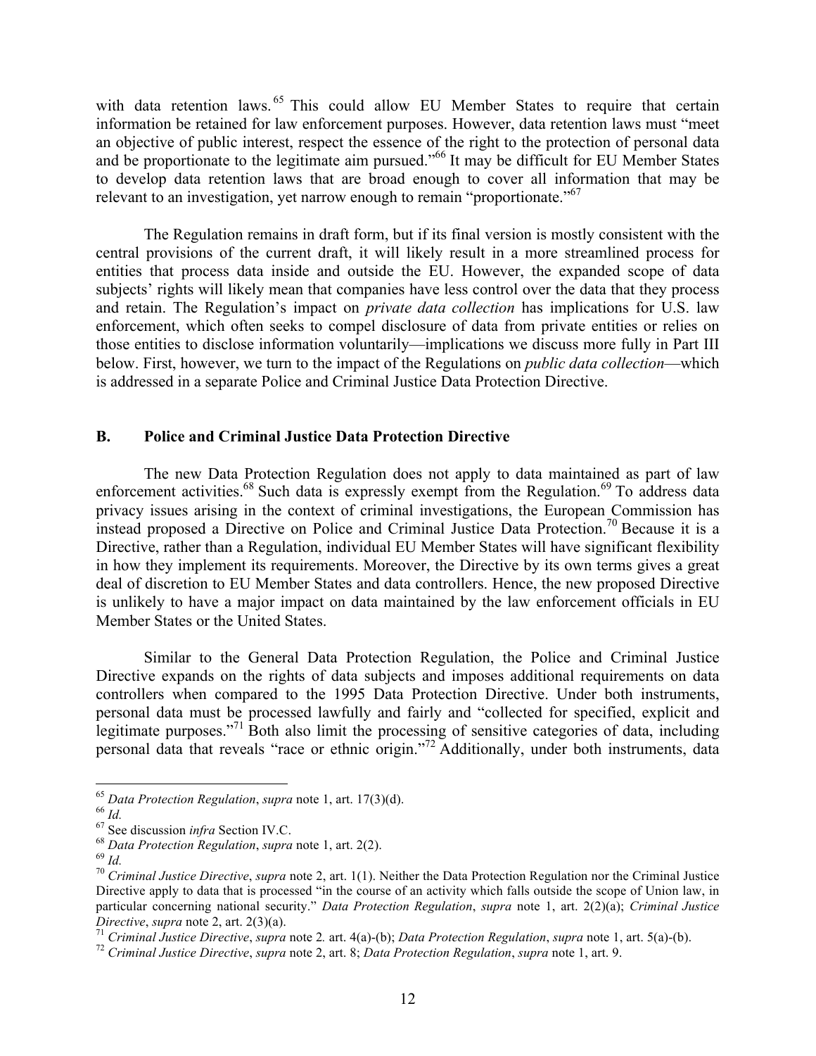with data retention laws.[65] This could allow EU Member States to require that certain information be retained for law enforcement purposes. However, data retention laws must "meet an objective of public interest, respect the essence of the right to the protection of personal data and be proportionate to the legitimate aim pursued."[66] It may be difficult for EU Member States to develop data retention laws that are broad enough to cover all information that may be relevant to an investigation, yet narrow enough to remain "proportionate."[67]

The Regulation remains in draft form, but if its final version is mostly consistent with the central provisions of the current draft, it will likely result in a more streamlined process for entities that process data inside and outside the EU. However, the expanded scope of data subjects' rights will likely mean that companies have less control over the data that they process and retain. The Regulation's impact on *private data collection* has implications for U.S. law enforcement, which often seeks to compel disclosure of data from private entities or relies on those entities to disclose information voluntarily—implications we discuss more fully in Part III below. First, however, we turn to the impact of the Regulations on *public data collection*—which is addressed in a separate Police and Criminal Justice Data Protection Directive.

### B. Police and Criminal Justice Data Protection Directive

The new Data Protection Regulation does not apply to data maintained as part of law enforcement activities.[68] Such data is expressly exempt from the Regulation.[69] To address data privacy issues arising in the context of criminal investigations, the European Commission has instead proposed a Directive on Police and Criminal Justice Data Protection.[70] Because it is a Directive, rather than a Regulation, individual EU Member States will have significant flexibility in how they implement its requirements. Moreover, the Directive by its own terms gives a great deal of discretion to EU Member States and data controllers. Hence, the new proposed Directive is unlikely to have a major impact on data maintained by the law enforcement officials in EU Member States or the United States.

Similar to the General Data Protection Regulation, the Police and Criminal Justice Directive expands on the rights of data subjects and imposes additional requirements on data controllers when compared to the 1995 Data Protection Directive. Under both instruments, personal data must be processed lawfully and fairly and "collected for specified, explicit and legitimate purposes."[71] Both also limit the processing of sensitive categories of data, including personal data that reveals "race or ethnic origin."[72] Additionally, under both instruments, data

---

[65] *Data Protection Regulation*, *supra* note 1, art. 17(3)(d).

[66] *Id.*

[67] See discussion *infra* Section IV.C.

[68] *Data Protection Regulation*, *supra* note 1, art. 2(2).

[69] *Id.*

[70] *Criminal Justice Directive*, *supra* note 2, art. 1(1). Neither the Data Protection Regulation nor the Criminal Justice Directive apply to data that is processed "in the course of an activity which falls outside the scope of Union law, in particular concerning national security." *Data Protection Regulation*, *supra* note 1, art. 2(2)(a); *Criminal Justice Directive*, *supra* note 2, art. 2(3)(a).

[71] *Criminal Justice Directive*, *supra* note 2. art. 4(a)-(b); *Data Protection Regulation*, *supra* note 1, art. 5(a)-(b).

[72] *Criminal Justice Directive*, *supra* note 2, art. 8; *Data Protection Regulation*, *supra* note 1, art. 9.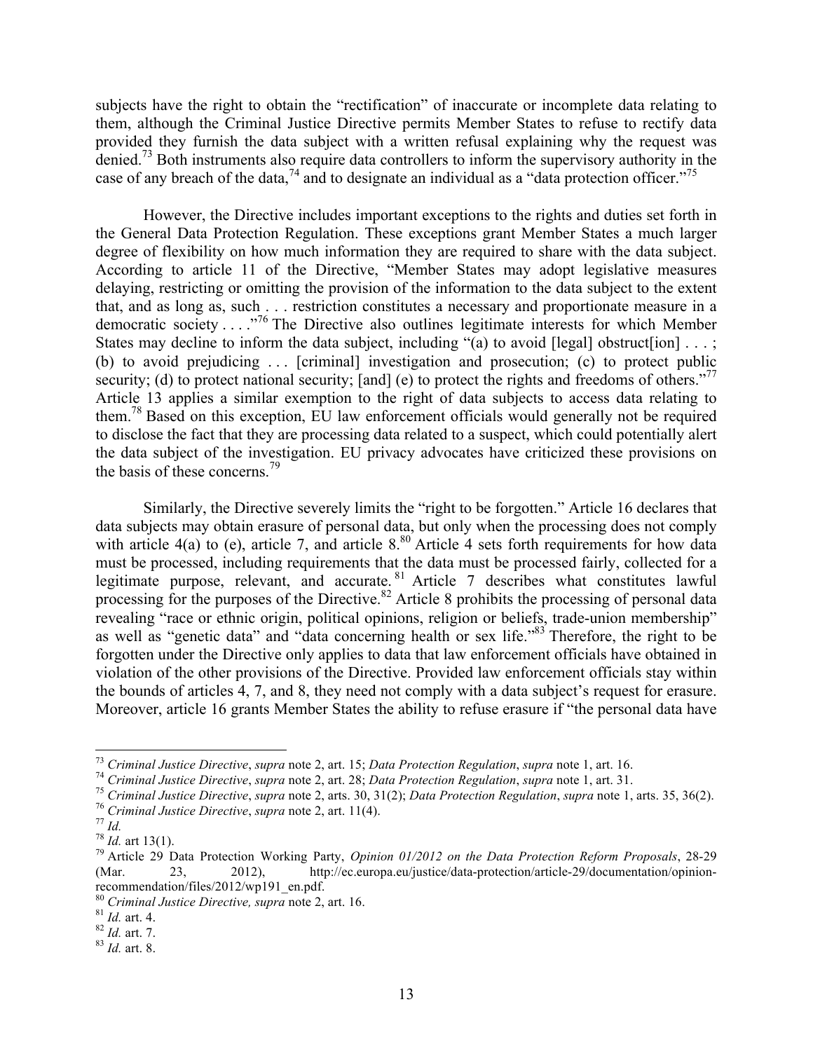subjects have the right to obtain the "rectification" of inaccurate or incomplete data relating to them, although the Criminal Justice Directive permits Member States to refuse to rectify data provided they furnish the data subject with a written refusal explaining why the request was denied.[73] Both instruments also require data controllers to inform the supervisory authority in the case of any breach of the data,[74] and to designate an individual as a "data protection officer."[75]

However, the Directive includes important exceptions to the rights and duties set forth in the General Data Protection Regulation. These exceptions grant Member States a much larger degree of flexibility on how much information they are required to share with the data subject. According to article 11 of the Directive, "Member States may adopt legislative measures delaying, restricting or omitting the provision of the information to the data subject to the extent that, and as long as, such . . . restriction constitutes a necessary and proportionate measure in a democratic society . . . ."[76] The Directive also outlines legitimate interests for which Member States may decline to inform the data subject, including "(a) to avoid [legal] obstruct[ion] . . . ; (b) to avoid prejudicing . . . [criminal] investigation and prosecution; (c) to protect public security; (d) to protect national security; [and] (e) to protect the rights and freedoms of others."[77] Article 13 applies a similar exemption to the right of data subjects to access data relating to them.[78] Based on this exception, EU law enforcement officials would generally not be required to disclose the fact that they are processing data related to a suspect, which could potentially alert the data subject of the investigation. EU privacy advocates have criticized these provisions on the basis of these concerns.[79]

Similarly, the Directive severely limits the "right to be forgotten." Article 16 declares that data subjects may obtain erasure of personal data, but only when the processing does not comply with article 4(a) to (e), article 7, and article 8.[80] Article 4 sets forth requirements for how data must be processed, including requirements that the data must be processed fairly, collected for a legitimate purpose, relevant, and accurate.[81] Article 7 describes what constitutes lawful processing for the purposes of the Directive.[82] Article 8 prohibits the processing of personal data revealing "race or ethnic origin, political opinions, religion or beliefs, trade-union membership" as well as "genetic data" and "data concerning health or sex life."[83] Therefore, the right to be forgotten under the Directive only applies to data that law enforcement officials have obtained in violation of the other provisions of the Directive. Provided law enforcement officials stay within the bounds of articles 4, 7, and 8, they need not comply with a data subject's request for erasure. Moreover, article 16 grants Member States the ability to refuse erasure if "the personal data have

---

[73] *Criminal Justice Directive*, *supra* note 2, art. 15; *Data Protection Regulation*, *supra* note 1, art. 16.

[74] *Criminal Justice Directive*, *supra* note 2, art. 28; *Data Protection Regulation*, *supra* note 1, art. 31.

[75] *Criminal Justice Directive*, *supra* note 2, arts. 30, 31(2); *Data Protection Regulation*, *supra* note 1, arts. 35, 36(2).

[76] *Criminal Justice Directive*, *supra* note 2, art. 11(4).

[77] *Id.*

[78] *Id.* art 13(1).

[79] Article 29 Data Protection Working Party, *Opinion 01/2012 on the Data Protection Reform Proposals*, 28-29 (Mar. 23, 2012), http://ec.europa.eu/justice/data-protection/article-29/documentation/opinion-recommendation/files/2012/wp191_en.pdf.

[80] *Criminal Justice Directive, supra* note 2, art. 16.

[81] *Id.* art. 4.

[82] *Id.* art. 7.

[83] *Id.* art. 8.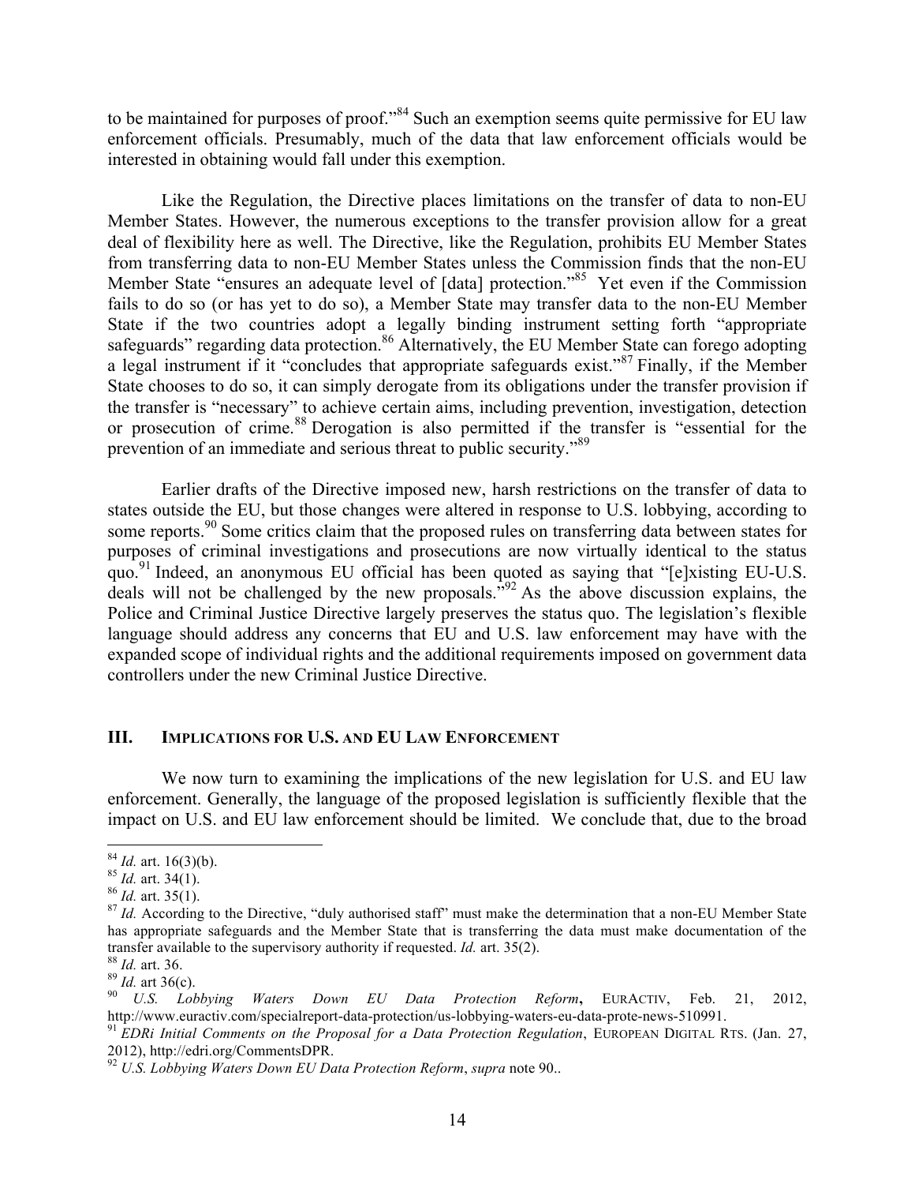to be maintained for purposes of proof."[84] Such an exemption seems quite permissive for EU law enforcement officials. Presumably, much of the data that law enforcement officials would be interested in obtaining would fall under this exemption.

Like the Regulation, the Directive places limitations on the transfer of data to non-EU Member States. However, the numerous exceptions to the transfer provision allow for a great deal of flexibility here as well. The Directive, like the Regulation, prohibits EU Member States from transferring data to non-EU Member States unless the Commission finds that the non-EU Member State "ensures an adequate level of [data] protection."[85] Yet even if the Commission fails to do so (or has yet to do so), a Member State may transfer data to the non-EU Member State if the two countries adopt a legally binding instrument setting forth "appropriate safeguards" regarding data protection.[86] Alternatively, the EU Member State can forego adopting a legal instrument if it "concludes that appropriate safeguards exist."[87] Finally, if the Member State chooses to do so, it can simply derogate from its obligations under the transfer provision if the transfer is "necessary" to achieve certain aims, including prevention, investigation, detection or prosecution of crime.[88] Derogation is also permitted if the transfer is "essential for the prevention of an immediate and serious threat to public security."[89]

Earlier drafts of the Directive imposed new, harsh restrictions on the transfer of data to states outside the EU, but those changes were altered in response to U.S. lobbying, according to some reports.[90] Some critics claim that the proposed rules on transferring data between states for purposes of criminal investigations and prosecutions are now virtually identical to the status quo.[91] Indeed, an anonymous EU official has been quoted as saying that "[e]xisting EU-U.S. deals will not be challenged by the new proposals."[92] As the above discussion explains, the Police and Criminal Justice Directive largely preserves the status quo. The legislation's flexible language should address any concerns that EU and U.S. law enforcement may have with the expanded scope of individual rights and the additional requirements imposed on government data controllers under the new Criminal Justice Directive.

## III. IMPLICATIONS FOR U.S. AND EU LAW ENFORCEMENT

We now turn to examining the implications of the new legislation for U.S. and EU law enforcement. Generally, the language of the proposed legislation is sufficiently flexible that the impact on U.S. and EU law enforcement should be limited. We conclude that, due to the broad

---

[84] *Id.* art. 16(3)(b).

[85] *Id.* art. 34(1).

[86] *Id.* art. 35(1).

[87] *Id.* According to the Directive, "duly authorised staff" must make the determination that a non-EU Member State has appropriate safeguards and the Member State that is transferring the data must make documentation of the transfer available to the supervisory authority if requested. *Id.* art. 35(2).

[88] *Id.* art. 36.

[89] *Id.* art 36(c).

[90] *U.S. Lobbying Waters Down EU Data Protection Reform*, EURACTIV, Feb. 21, 2012, http://www.euractiv.com/specialreport-data-protection/us-lobbying-waters-eu-data-prote-news-510991.

[91] *EDRi Initial Comments on the Proposal for a Data Protection Regulation*, EUROPEAN DIGITAL RTS. (Jan. 27, 2012), http://edri.org/CommentsDPR.

[92] *U.S. Lobbying Waters Down EU Data Protection Reform*, *supra* note 90..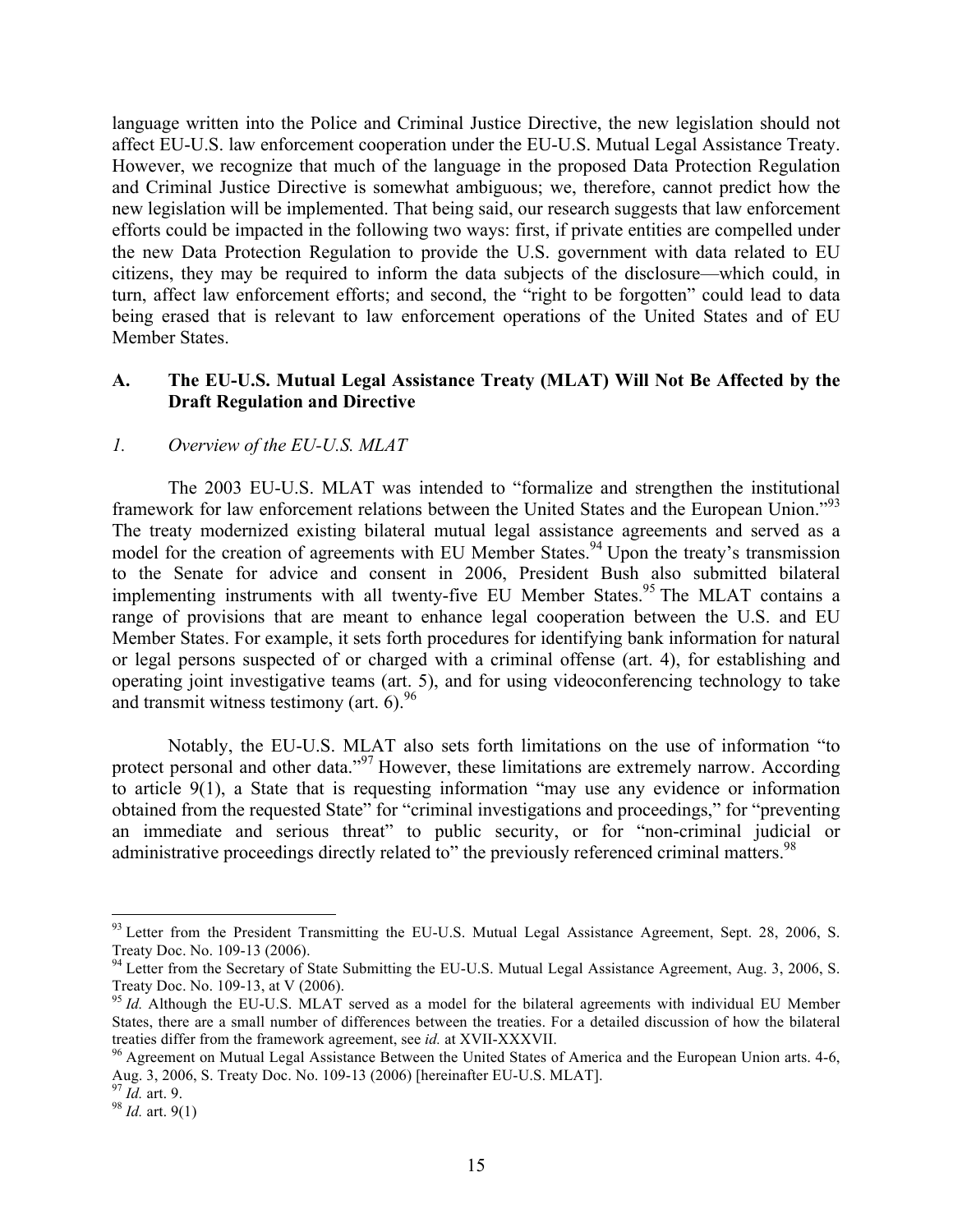language written into the Police and Criminal Justice Directive, the new legislation should not affect EU-U.S. law enforcement cooperation under the EU-U.S. Mutual Legal Assistance Treaty. However, we recognize that much of the language in the proposed Data Protection Regulation and Criminal Justice Directive is somewhat ambiguous; we, therefore, cannot predict how the new legislation will be implemented. That being said, our research suggests that law enforcement efforts could be impacted in the following two ways: first, if private entities are compelled under the new Data Protection Regulation to provide the U.S. government with data related to EU citizens, they may be required to inform the data subjects of the disclosure—which could, in turn, affect law enforcement efforts; and second, the "right to be forgotten" could lead to data being erased that is relevant to law enforcement operations of the United States and of EU Member States.

## A. The EU-U.S. Mutual Legal Assistance Treaty (MLAT) Will Not Be Affected by the Draft Regulation and Directive

### *1. Overview of the EU-U.S. MLAT*

The 2003 EU-U.S. MLAT was intended to "formalize and strengthen the institutional framework for law enforcement relations between the United States and the European Union."[93] The treaty modernized existing bilateral mutual legal assistance agreements and served as a model for the creation of agreements with EU Member States.[94] Upon the treaty's transmission to the Senate for advice and consent in 2006, President Bush also submitted bilateral implementing instruments with all twenty-five EU Member States.[95] The MLAT contains a range of provisions that are meant to enhance legal cooperation between the U.S. and EU Member States. For example, it sets forth procedures for identifying bank information for natural or legal persons suspected of or charged with a criminal offense (art. 4), for establishing and operating joint investigative teams (art. 5), and for using videoconferencing technology to take and transmit witness testimony (art. 6).[96]

Notably, the EU-U.S. MLAT also sets forth limitations on the use of information "to protect personal and other data."[97] However, these limitations are extremely narrow. According to article 9(1), a State that is requesting information "may use any evidence or information obtained from the requested State" for "criminal investigations and proceedings," for "preventing an immediate and serious threat" to public security, or for "non-criminal judicial or administrative proceedings directly related to" the previously referenced criminal matters.[98]

---

[93] Letter from the President Transmitting the EU-U.S. Mutual Legal Assistance Agreement, Sept. 28, 2006, S. Treaty Doc. No. 109-13 (2006).

[94] Letter from the Secretary of State Submitting the EU-U.S. Mutual Legal Assistance Agreement, Aug. 3, 2006, S. Treaty Doc. No. 109-13, at V (2006).

[95] *Id.* Although the EU-U.S. MLAT served as a model for the bilateral agreements with individual EU Member States, there are a small number of differences between the treaties. For a detailed discussion of how the bilateral treaties differ from the framework agreement, see *id.* at XVII-XXXVII.

[96] Agreement on Mutual Legal Assistance Between the United States of America and the European Union arts. 4-6, Aug. 3, 2006, S. Treaty Doc. No. 109-13 (2006) [hereinafter EU-U.S. MLAT].

[97] *Id.* art. 9.

[98] *Id.* art. 9(1)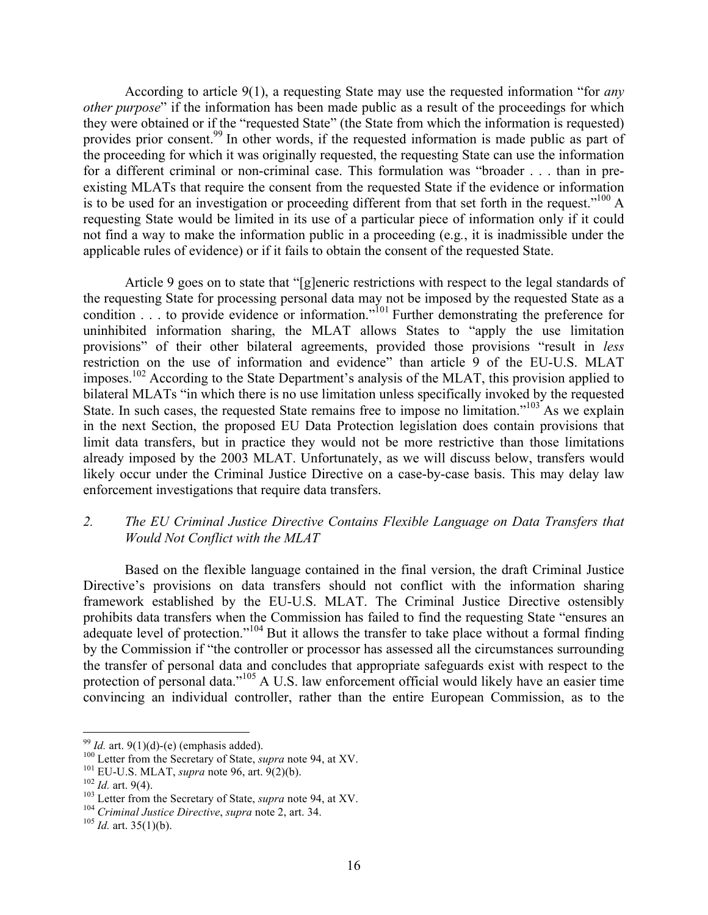According to article 9(1), a requesting State may use the requested information "for *any other purpose*" if the information has been made public as a result of the proceedings for which they were obtained or if the "requested State" (the State from which the information is requested) provides prior consent.[99] In other words, if the requested information is made public as part of the proceeding for which it was originally requested, the requesting State can use the information for a different criminal or non-criminal case. This formulation was "broader . . . than in pre-existing MLATs that require the consent from the requested State if the evidence or information is to be used for an investigation or proceeding different from that set forth in the request."[100] A requesting State would be limited in its use of a particular piece of information only if it could not find a way to make the information public in a proceeding (e.g., it is inadmissible under the applicable rules of evidence) or if it fails to obtain the consent of the requested State.

Article 9 goes on to state that "[g]eneric restrictions with respect to the legal standards of the requesting State for processing personal data may not be imposed by the requested State as a condition . . . to provide evidence or information."[101] Further demonstrating the preference for uninhibited information sharing, the MLAT allows States to "apply the use limitation provisions" of their other bilateral agreements, provided those provisions "result in *less* restriction on the use of information and evidence" than article 9 of the EU-U.S. MLAT imposes.[102] According to the State Department's analysis of the MLAT, this provision applied to bilateral MLATs "in which there is no use limitation unless specifically invoked by the requested State. In such cases, the requested State remains free to impose no limitation."[103] As we explain in the next Section, the proposed EU Data Protection legislation does contain provisions that limit data transfers, but in practice they would not be more restrictive than those limitations already imposed by the 2003 MLAT. Unfortunately, as we will discuss below, transfers would likely occur under the Criminal Justice Directive on a case-by-case basis. This may delay law enforcement investigations that require data transfers.

### 2. *The EU Criminal Justice Directive Contains Flexible Language on Data Transfers that Would Not Conflict with the MLAT*

Based on the flexible language contained in the final version, the draft Criminal Justice Directive's provisions on data transfers should not conflict with the information sharing framework established by the EU-U.S. MLAT. The Criminal Justice Directive ostensibly prohibits data transfers when the Commission has failed to find the requesting State "ensures an adequate level of protection."[104] But it allows the transfer to take place without a formal finding by the Commission if "the controller or processor has assessed all the circumstances surrounding the transfer of personal data and concludes that appropriate safeguards exist with respect to the protection of personal data."[105] A U.S. law enforcement official would likely have an easier time convincing an individual controller, rather than the entire European Commission, as to the

---

[99] *Id.* art. 9(1)(d)-(e) (emphasis added).

[100] Letter from the Secretary of State, *supra* note 94, at XV.

[101] EU-U.S. MLAT, *supra* note 96, art. 9(2)(b).

[102] *Id.* art. 9(4).

[103] Letter from the Secretary of State, *supra* note 94, at XV.

[104] *Criminal Justice Directive*, *supra* note 2, art. 34.

[105] *Id.* art. 35(1)(b).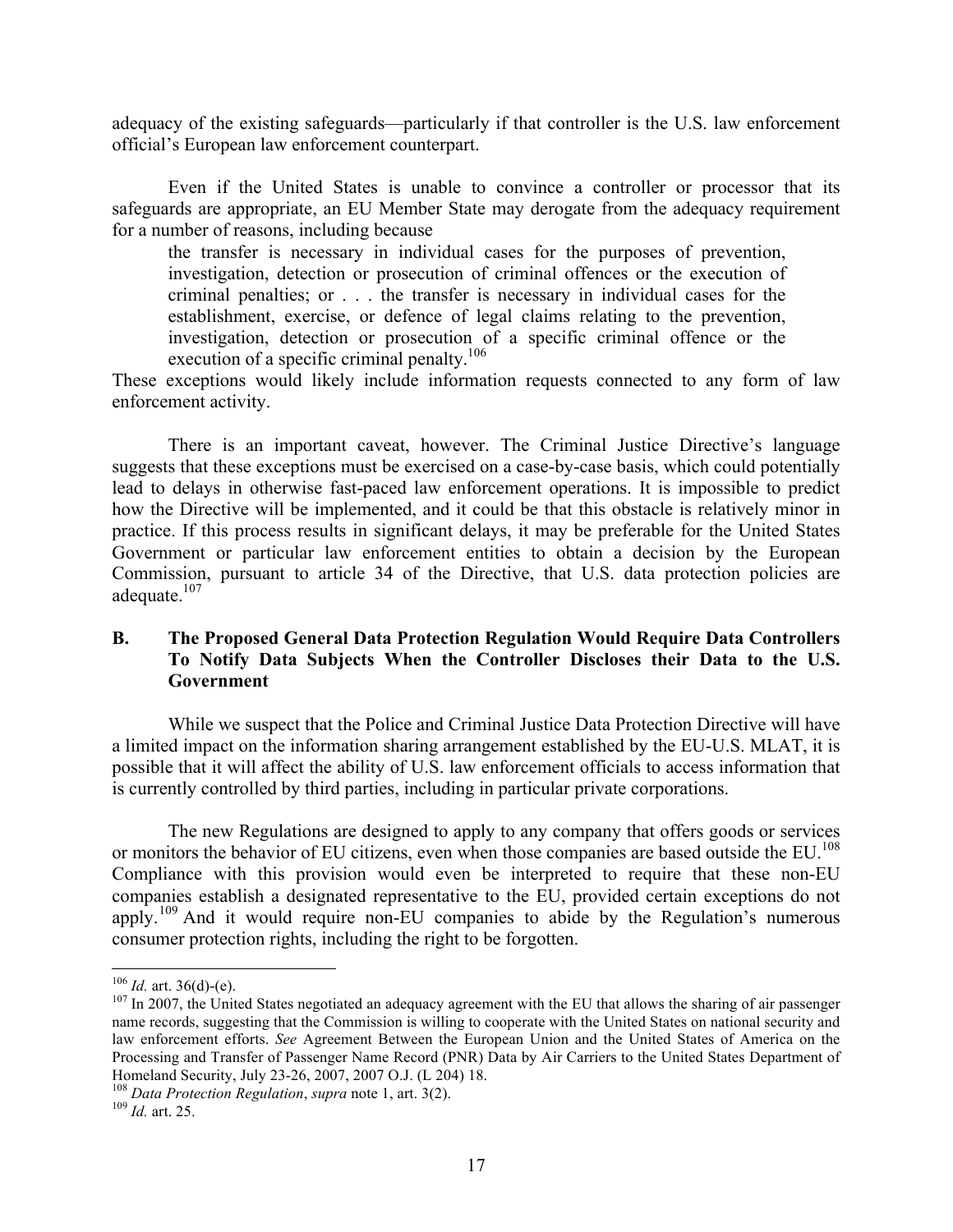adequacy of the existing safeguards—particularly if that controller is the U.S. law enforcement official's European law enforcement counterpart.

Even if the United States is unable to convince a controller or processor that its safeguards are appropriate, an EU Member State may derogate from the adequacy requirement for a number of reasons, including because

> the transfer is necessary in individual cases for the purposes of prevention, investigation, detection or prosecution of criminal offences or the execution of criminal penalties; or . . . the transfer is necessary in individual cases for the establishment, exercise, or defence of legal claims relating to the prevention, investigation, detection or prosecution of a specific criminal offence or the execution of a specific criminal penalty.[106]

These exceptions would likely include information requests connected to any form of law enforcement activity.

There is an important caveat, however. The Criminal Justice Directive's language suggests that these exceptions must be exercised on a case-by-case basis, which could potentially lead to delays in otherwise fast-paced law enforcement operations. It is impossible to predict how the Directive will be implemented, and it could be that this obstacle is relatively minor in practice. If this process results in significant delays, it may be preferable for the United States Government or particular law enforcement entities to obtain a decision by the European Commission, pursuant to article 34 of the Directive, that U.S. data protection policies are adequate.[107]

### B. The Proposed General Data Protection Regulation Would Require Data Controllers To Notify Data Subjects When the Controller Discloses their Data to the U.S. Government

While we suspect that the Police and Criminal Justice Data Protection Directive will have a limited impact on the information sharing arrangement established by the EU-U.S. MLAT, it is possible that it will affect the ability of U.S. law enforcement officials to access information that is currently controlled by third parties, including in particular private corporations.

The new Regulations are designed to apply to any company that offers goods or services or monitors the behavior of EU citizens, even when those companies are based outside the EU.[108] Compliance with this provision would even be interpreted to require that these non-EU companies establish a designated representative to the EU, provided certain exceptions do not apply.[109] And it would require non-EU companies to abide by the Regulation's numerous consumer protection rights, including the right to be forgotten.

---

[106] *Id.* art. 36(d)-(e).

[107] In 2007, the United States negotiated an adequacy agreement with the EU that allows the sharing of air passenger name records, suggesting that the Commission is willing to cooperate with the United States on national security and law enforcement efforts. *See* Agreement Between the European Union and the United States of America on the Processing and Transfer of Passenger Name Record (PNR) Data by Air Carriers to the United States Department of Homeland Security, July 23-26, 2007, 2007 O.J. (L 204) 18.

[108] *Data Protection Regulation*, *supra* note 1, art. 3(2).

[109] *Id.* art. 25.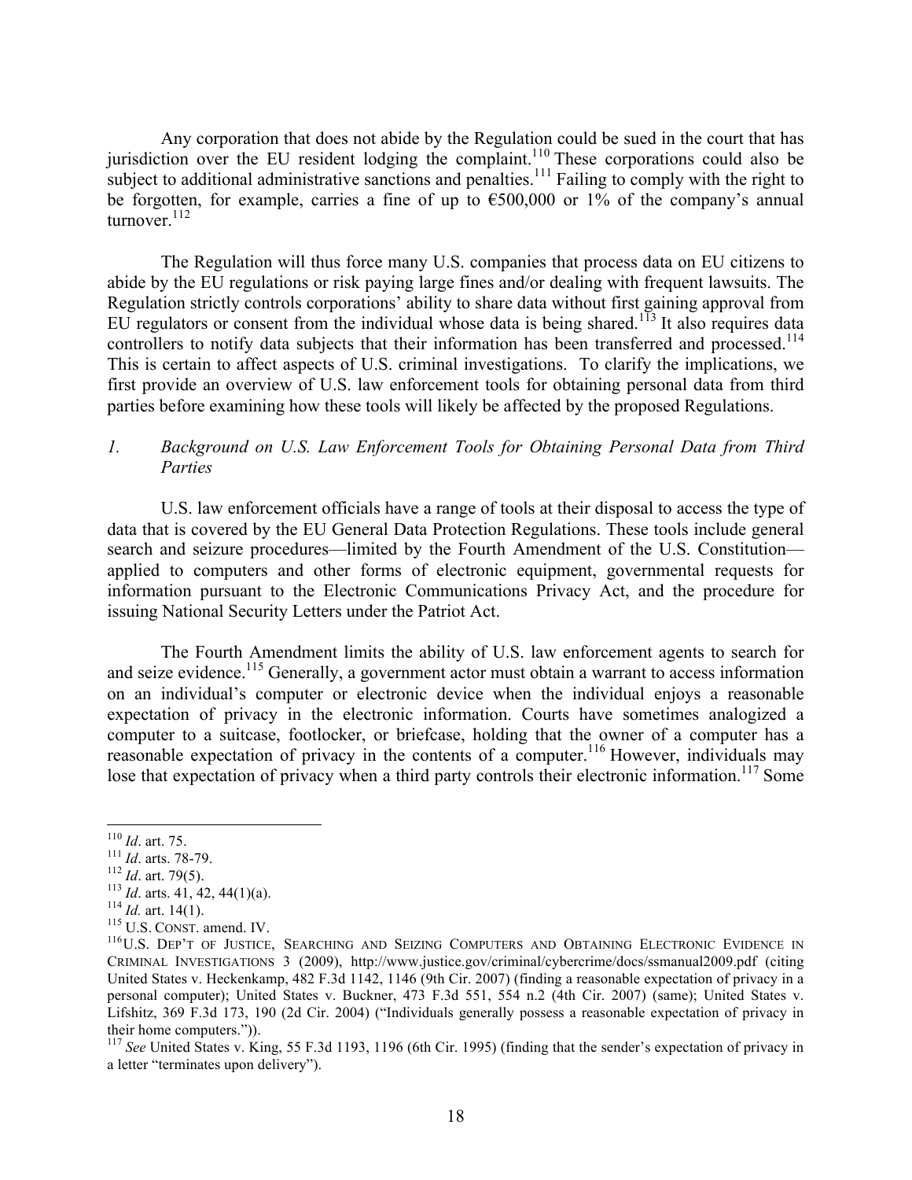Any corporation that does not abide by the Regulation could be sued in the court that has jurisdiction over the EU resident lodging the complaint.[110] These corporations could also be subject to additional administrative sanctions and penalties.[111] Failing to comply with the right to be forgotten, for example, carries a fine of up to €500,000 or 1% of the company's annual turnover.[112]

The Regulation will thus force many U.S. companies that process data on EU citizens to abide by the EU regulations or risk paying large fines and/or dealing with frequent lawsuits. The Regulation strictly controls corporations' ability to share data without first gaining approval from EU regulators or consent from the individual whose data is being shared.[113] It also requires data controllers to notify data subjects that their information has been transferred and processed.[114] This is certain to affect aspects of U.S. criminal investigations. To clarify the implications, we first provide an overview of U.S. law enforcement tools for obtaining personal data from third parties before examining how these tools will likely be affected by the proposed Regulations.

### *1. Background on U.S. Law Enforcement Tools for Obtaining Personal Data from Third Parties*

U.S. law enforcement officials have a range of tools at their disposal to access the type of data that is covered by the EU General Data Protection Regulations. These tools include general search and seizure procedures—limited by the Fourth Amendment of the U.S. Constitution—applied to computers and other forms of electronic equipment, governmental requests for information pursuant to the Electronic Communications Privacy Act, and the procedure for issuing National Security Letters under the Patriot Act.

The Fourth Amendment limits the ability of U.S. law enforcement agents to search for and seize evidence.[115] Generally, a government actor must obtain a warrant to access information on an individual's computer or electronic device when the individual enjoys a reasonable expectation of privacy in the electronic information. Courts have sometimes analogized a computer to a suitcase, footlocker, or briefcase, holding that the owner of a computer has a reasonable expectation of privacy in the contents of a computer.[116] However, individuals may lose that expectation of privacy when a third party controls their electronic information.[117] Some

---

[110] *Id*. art. 75.

[111] *Id*. arts. 78-79.

[112] *Id*. art. 79(5).

[113] *Id*. arts. 41, 42, 44(1)(a).

[114] *Id.* art. 14(1).

[115] U.S. CONST. amend. IV.

[116] U.S. DEP'T OF JUSTICE, SEARCHING AND SEIZING COMPUTERS AND OBTAINING ELECTRONIC EVIDENCE IN CRIMINAL INVESTIGATIONS 3 (2009), http://www.justice.gov/criminal/cybercrime/docs/ssmanual2009.pdf (citing United States v. Heckenkamp, 482 F.3d 1142, 1146 (9th Cir. 2007) (finding a reasonable expectation of privacy in a personal computer); United States v. Buckner, 473 F.3d 551, 554 n.2 (4th Cir. 2007) (same); United States v. Lifshitz, 369 F.3d 173, 190 (2d Cir. 2004) ("Individuals generally possess a reasonable expectation of privacy in their home computers.")).

[117] *See* United States v. King, 55 F.3d 1193, 1196 (6th Cir. 1995) (finding that the sender's expectation of privacy in a letter "terminates upon delivery").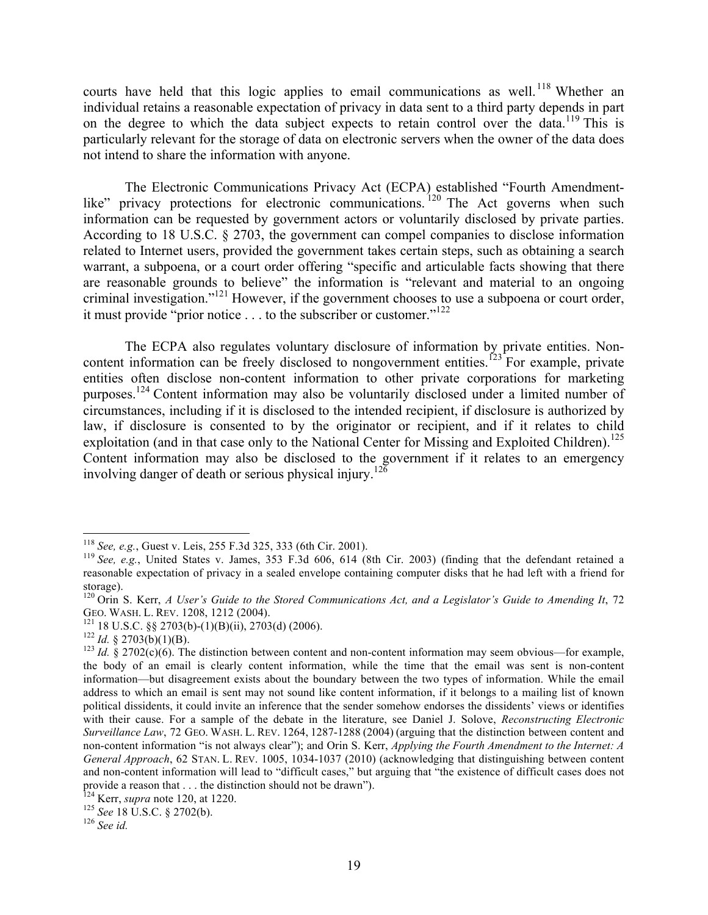courts have held that this logic applies to email communications as well.[118] Whether an individual retains a reasonable expectation of privacy in data sent to a third party depends in part on the degree to which the data subject expects to retain control over the data.[119] This is particularly relevant for the storage of data on electronic servers when the owner of the data does not intend to share the information with anyone.

The Electronic Communications Privacy Act (ECPA) established "Fourth Amendment-like" privacy protections for electronic communications.[120] The Act governs when such information can be requested by government actors or voluntarily disclosed by private parties. According to 18 U.S.C. § 2703, the government can compel companies to disclose information related to Internet users, provided the government takes certain steps, such as obtaining a search warrant, a subpoena, or a court order offering "specific and articulable facts showing that there are reasonable grounds to believe" the information is "relevant and material to an ongoing criminal investigation."[121] However, if the government chooses to use a subpoena or court order, it must provide "prior notice . . . to the subscriber or customer."[122]

The ECPA also regulates voluntary disclosure of information by private entities. Non-content information can be freely disclosed to nongovernment entities.[123] For example, private entities often disclose non-content information to other private corporations for marketing purposes.[124] Content information may also be voluntarily disclosed under a limited number of circumstances, including if it is disclosed to the intended recipient, if disclosure is authorized by law, if disclosure is consented to by the originator or recipient, and if it relates to child exploitation (and in that case only to the National Center for Missing and Exploited Children).[125] Content information may also be disclosed to the government if it relates to an emergency involving danger of death or serious physical injury.[126]

---

[118] *See, e.g.*, Guest v. Leis, 255 F.3d 325, 333 (6th Cir. 2001).

[119] *See, e.g.*, United States v. James, 353 F.3d 606, 614 (8th Cir. 2003) (finding that the defendant retained a reasonable expectation of privacy in a sealed envelope containing computer disks that he had left with a friend for storage).

[120] Orin S. Kerr, *A User's Guide to the Stored Communications Act, and a Legislator's Guide to Amending It*, 72 GEO. WASH. L. REV. 1208, 1212 (2004).

[121] 18 U.S.C. §§ 2703(b)-(1)(B)(ii), 2703(d) (2006).

[122] *Id.* § 2703(b)(1)(B).

[123] *Id.* § 2702(c)(6). The distinction between content and non-content information may seem obvious—for example, the body of an email is clearly content information, while the time that the email was sent is non-content information—but disagreement exists about the boundary between the two types of information. While the email address to which an email is sent may not sound like content information, if it belongs to a mailing list of known political dissidents, it could invite an inference that the sender somehow endorses the dissidents' views or identifies with their cause. For a sample of the debate in the literature, see Daniel J. Solove, *Reconstructing Electronic Surveillance Law*, 72 GEO. WASH. L. REV. 1264, 1287-1288 (2004) (arguing that the distinction between content and non-content information "is not always clear"); and Orin S. Kerr, *Applying the Fourth Amendment to the Internet: A General Approach*, 62 STAN. L. REV. 1005, 1034-1037 (2010) (acknowledging that distinguishing between content and non-content information will lead to "difficult cases," but arguing that "the existence of difficult cases does not provide a reason that . . . the distinction should not be drawn").

[124] Kerr, *supra* note 120, at 1220.

[125] *See* 18 U.S.C. § 2702(b).

[126] *See id.*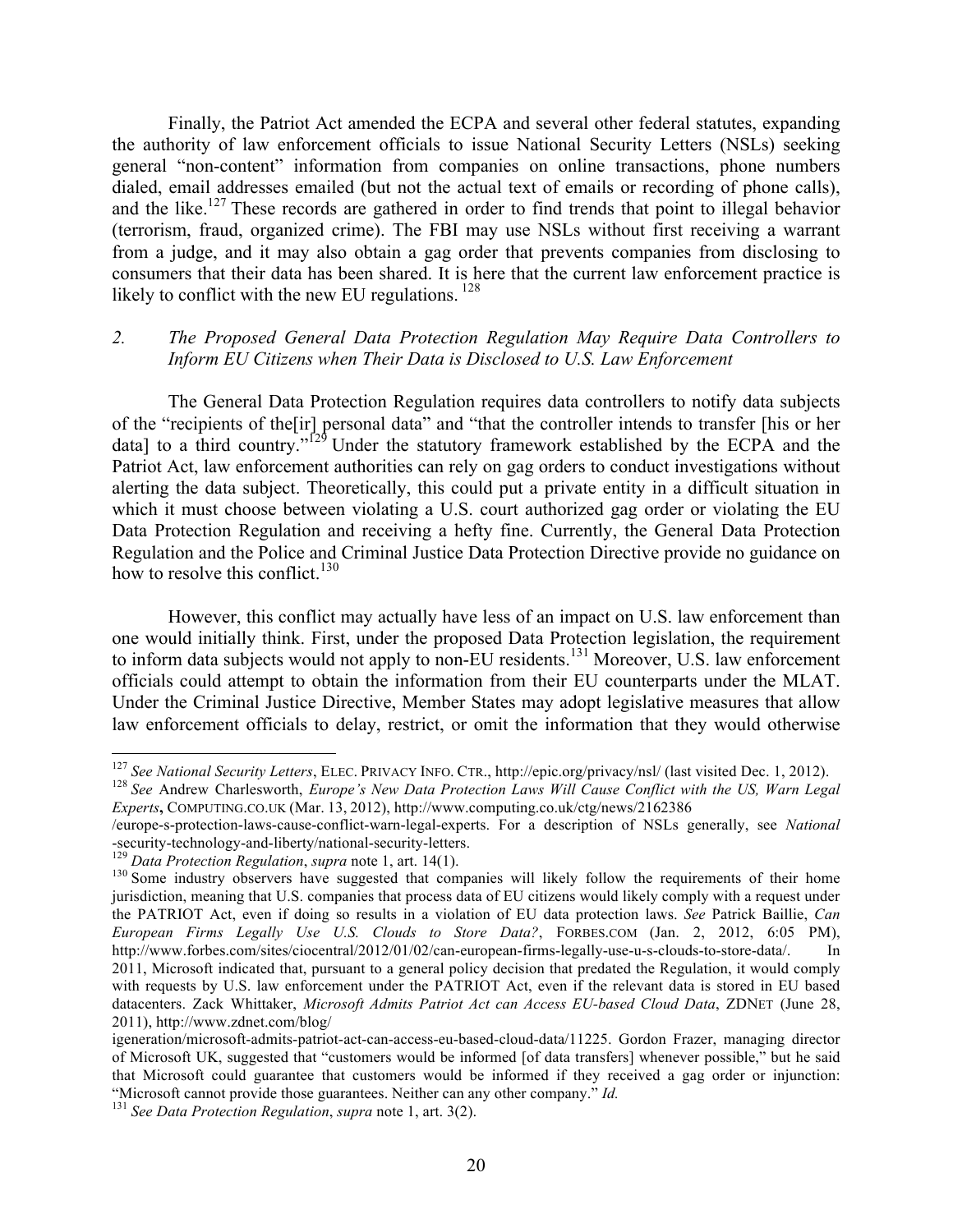Finally, the Patriot Act amended the ECPA and several other federal statutes, expanding the authority of law enforcement officials to issue National Security Letters (NSLs) seeking general "non-content" information from companies on online transactions, phone numbers dialed, email addresses emailed (but not the actual text of emails or recording of phone calls), and the like.[127] These records are gathered in order to find trends that point to illegal behavior (terrorism, fraud, organized crime). The FBI may use NSLs without first receiving a warrant from a judge, and it may also obtain a gag order that prevents companies from disclosing to consumers that their data has been shared. It is here that the current law enforcement practice is likely to conflict with the new EU regulations.[128]

### 2. *The Proposed General Data Protection Regulation May Require Data Controllers to Inform EU Citizens when Their Data is Disclosed to U.S. Law Enforcement*

The General Data Protection Regulation requires data controllers to notify data subjects of the "recipients of the[ir] personal data" and "that the controller intends to transfer [his or her data] to a third country."[129] Under the statutory framework established by the ECPA and the Patriot Act, law enforcement authorities can rely on gag orders to conduct investigations without alerting the data subject. Theoretically, this could put a private entity in a difficult situation in which it must choose between violating a U.S. court authorized gag order or violating the EU Data Protection Regulation and receiving a hefty fine. Currently, the General Data Protection Regulation and the Police and Criminal Justice Data Protection Directive provide no guidance on how to resolve this conflict.[130]

However, this conflict may actually have less of an impact on U.S. law enforcement than one would initially think. First, under the proposed Data Protection legislation, the requirement to inform data subjects would not apply to non-EU residents.[131] Moreover, U.S. law enforcement officials could attempt to obtain the information from their EU counterparts under the MLAT. Under the Criminal Justice Directive, Member States may adopt legislative measures that allow law enforcement officials to delay, restrict, or omit the information that they would otherwise

---

[127] *See National Security Letters*, ELEC. PRIVACY INFO. CTR., http://epic.org/privacy/nsl/ (last visited Dec. 1, 2012).

[128] *See* Andrew Charlesworth, *Europe's New Data Protection Laws Will Cause Conflict with the US, Warn Legal Experts*, COMPUTING.CO.UK (Mar. 13, 2012), http://www.computing.co.uk/ctg/news/2162386 /europe-s-protection-laws-cause-conflict-warn-legal-experts. For a description of NSLs generally, see *National* -security-technology-and-liberty/national-security-letters.

[129] *Data Protection Regulation*, *supra* note 1, art. 14(1).

[130] Some industry observers have suggested that companies will likely follow the requirements of their home jurisdiction, meaning that U.S. companies that process data of EU citizens would likely comply with a request under the PATRIOT Act, even if doing so results in a violation of EU data protection laws. *See* Patrick Baillie, *Can European Firms Legally Use U.S. Clouds to Store Data?*, FORBES.COM (Jan. 2, 2012, 6:05 PM), http://www.forbes.com/sites/ciocentral/2012/01/02/can-european-firms-legally-use-u-s-clouds-to-store-data/. In 2011, Microsoft indicated that, pursuant to a general policy decision that predated the Regulation, it would comply with requests by U.S. law enforcement under the PATRIOT Act, even if the relevant data is stored in EU based datacenters. Zack Whittaker, *Microsoft Admits Patriot Act can Access EU-based Cloud Data*, ZDNET (June 28, 2011), http://www.zdnet.com/blog/ igeneration/microsoft-admits-patriot-act-can-access-eu-based-cloud-data/11225. Gordon Frazer, managing director of Microsoft UK, suggested that "customers would be informed [of data transfers] whenever possible," but he said that Microsoft could guarantee that customers would be informed if they received a gag order or injunction: "Microsoft cannot provide those guarantees. Neither can any other company." *Id.*

[131] *See Data Protection Regulation*, *supra* note 1, art. 3(2).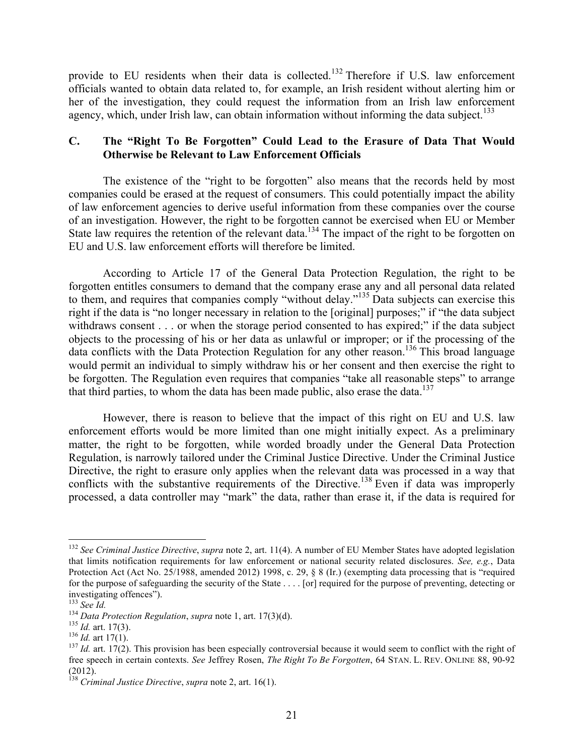provide to EU residents when their data is collected.[132] Therefore if U.S. law enforcement officials wanted to obtain data related to, for example, an Irish resident without alerting him or her of the investigation, they could request the information from an Irish law enforcement agency, which, under Irish law, can obtain information without informing the data subject.[133]

### C. The "Right To Be Forgotten" Could Lead to the Erasure of Data That Would Otherwise be Relevant to Law Enforcement Officials

The existence of the "right to be forgotten" also means that the records held by most companies could be erased at the request of consumers. This could potentially impact the ability of law enforcement agencies to derive useful information from these companies over the course of an investigation. However, the right to be forgotten cannot be exercised when EU or Member State law requires the retention of the relevant data.[134] The impact of the right to be forgotten on EU and U.S. law enforcement efforts will therefore be limited.

According to Article 17 of the General Data Protection Regulation, the right to be forgotten entitles consumers to demand that the company erase any and all personal data related to them, and requires that companies comply "without delay."[135] Data subjects can exercise this right if the data is "no longer necessary in relation to the [original] purposes;" if "the data subject withdraws consent . . . or when the storage period consented to has expired;" if the data subject objects to the processing of his or her data as unlawful or improper; or if the processing of the data conflicts with the Data Protection Regulation for any other reason.[136] This broad language would permit an individual to simply withdraw his or her consent and then exercise the right to be forgotten. The Regulation even requires that companies "take all reasonable steps" to arrange that third parties, to whom the data has been made public, also erase the data.[137]

However, there is reason to believe that the impact of this right on EU and U.S. law enforcement efforts would be more limited than one might initially expect. As a preliminary matter, the right to be forgotten, while worded broadly under the General Data Protection Regulation, is narrowly tailored under the Criminal Justice Directive. Under the Criminal Justice Directive, the right to erasure only applies when the relevant data was processed in a way that conflicts with the substantive requirements of the Directive.[138] Even if data was improperly processed, a data controller may "mark" the data, rather than erase it, if the data is required for

---

[132] *See Criminal Justice Directive*, *supra* note 2, art. 11(4). A number of EU Member States have adopted legislation that limits notification requirements for law enforcement or national security related disclosures. *See, e.g.*, Data Protection Act (Act No. 25/1988, amended 2012) 1998, c. 29, § 8 (Ir.) (exempting data processing that is "required for the purpose of safeguarding the security of the State . . . . [or] required for the purpose of preventing, detecting or investigating offences").

[133] *See Id.*

[134] *Data Protection Regulation*, *supra* note 1, art. 17(3)(d).

[135] *Id.* art. 17(3).

[136] *Id.* art 17(1).

[137] *Id.* art. 17(2). This provision has been especially controversial because it would seem to conflict with the right of free speech in certain contexts. *See* Jeffrey Rosen, *The Right To Be Forgotten*, 64 STAN. L. REV. ONLINE 88, 90-92 (2012).

[138] *Criminal Justice Directive*, *supra* note 2, art. 16(1).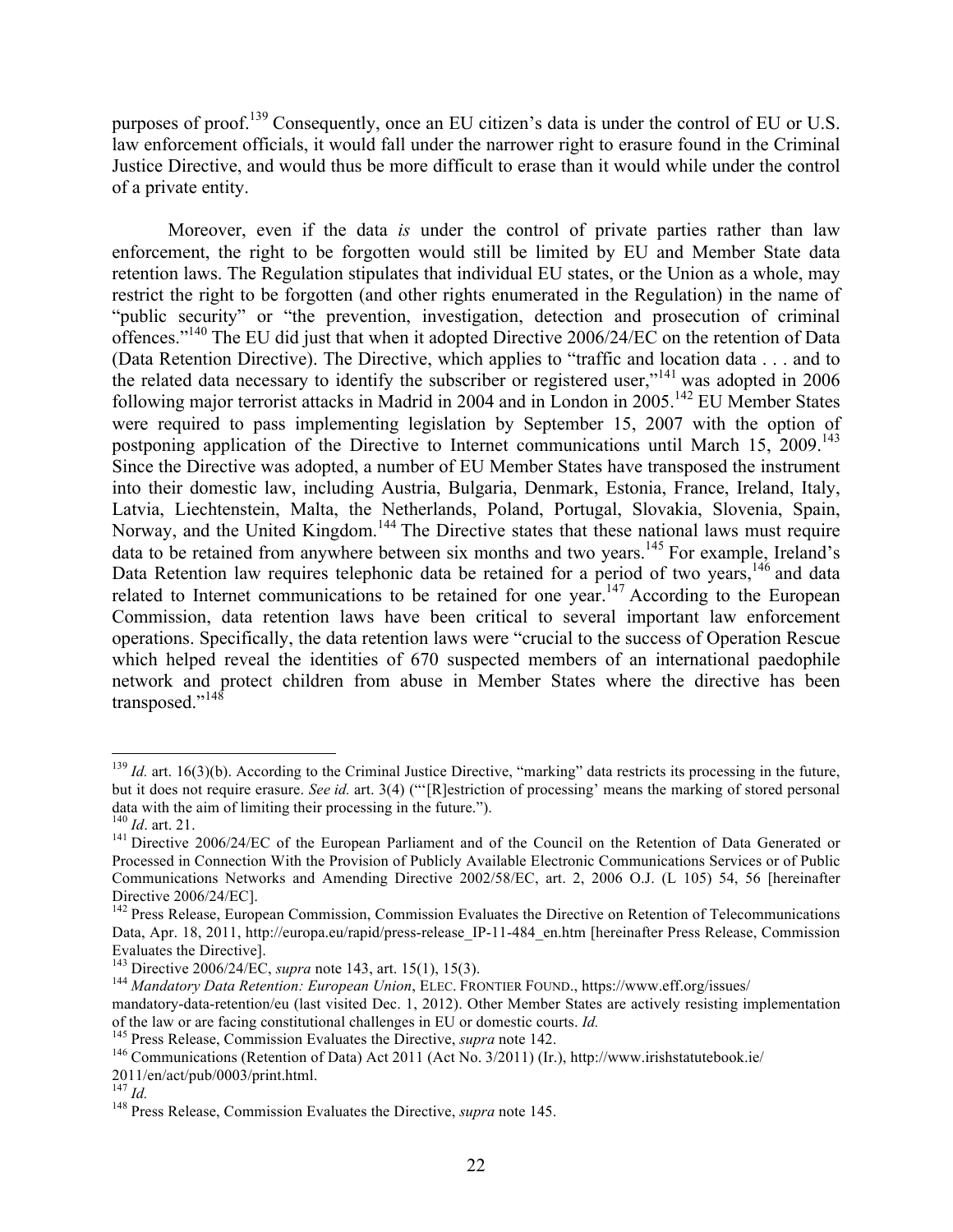purposes of proof.[139] Consequently, once an EU citizen's data is under the control of EU or U.S. law enforcement officials, it would fall under the narrower right to erasure found in the Criminal Justice Directive, and would thus be more difficult to erase than it would while under the control of a private entity.

Moreover, even if the data *is* under the control of private parties rather than law enforcement, the right to be forgotten would still be limited by EU and Member State data retention laws. The Regulation stipulates that individual EU states, or the Union as a whole, may restrict the right to be forgotten (and other rights enumerated in the Regulation) in the name of "public security" or "the prevention, investigation, detection and prosecution of criminal offences."[140] The EU did just that when it adopted Directive 2006/24/EC on the retention of Data (Data Retention Directive). The Directive, which applies to "traffic and location data . . . and to the related data necessary to identify the subscriber or registered user,"[141] was adopted in 2006 following major terrorist attacks in Madrid in 2004 and in London in 2005.[142] EU Member States were required to pass implementing legislation by September 15, 2007 with the option of postponing application of the Directive to Internet communications until March 15, 2009.[143] Since the Directive was adopted, a number of EU Member States have transposed the instrument into their domestic law, including Austria, Bulgaria, Denmark, Estonia, France, Ireland, Italy, Latvia, Liechtenstein, Malta, the Netherlands, Poland, Portugal, Slovakia, Slovenia, Spain, Norway, and the United Kingdom.[144] The Directive states that these national laws must require data to be retained from anywhere between six months and two years.[145] For example, Ireland's Data Retention law requires telephonic data be retained for a period of two years,[146] and data related to Internet communications to be retained for one year.[147] According to the European Commission, data retention laws have been critical to several important law enforcement operations. Specifically, the data retention laws were "crucial to the success of Operation Rescue which helped reveal the identities of 670 suspected members of an international paedophile network and protect children from abuse in Member States where the directive has been transposed."[148]

---

[139] *Id.* art. 16(3)(b). According to the Criminal Justice Directive, "marking" data restricts its processing in the future, but it does not require erasure. *See id.* art. 3(4) ("'[R]estriction of processing' means the marking of stored personal data with the aim of limiting their processing in the future.").

[140] *Id*. art. 21.

[141] Directive 2006/24/EC of the European Parliament and of the Council on the Retention of Data Generated or Processed in Connection With the Provision of Publicly Available Electronic Communications Services or of Public Communications Networks and Amending Directive 2002/58/EC, art. 2, 2006 O.J. (L 105) 54, 56 [hereinafter Directive 2006/24/EC].

[142] Press Release, European Commission, Commission Evaluates the Directive on Retention of Telecommunications Data, Apr. 18, 2011, http://europa.eu/rapid/press-release_IP-11-484_en.htm [hereinafter Press Release, Commission Evaluates the Directive].

[143] Directive 2006/24/EC, *supra* note 143, art. 15(1), 15(3).

[144] *Mandatory Data Retention: European Union*, ELEC. FRONTIER FOUND., https://www.eff.org/issues/mandatory-data-retention/eu (last visited Dec. 1, 2012). Other Member States are actively resisting implementation of the law or are facing constitutional challenges in EU or domestic courts. *Id.*

[145] Press Release, Commission Evaluates the Directive, *supra* note 142.

[146] Communications (Retention of Data) Act 2011 (Act No. 3/2011) (Ir.), http://www.irishstatutebook.ie/2011/en/act/pub/0003/print.html.

[147] *Id.*

[148] Press Release, Commission Evaluates the Directive, *supra* note 145.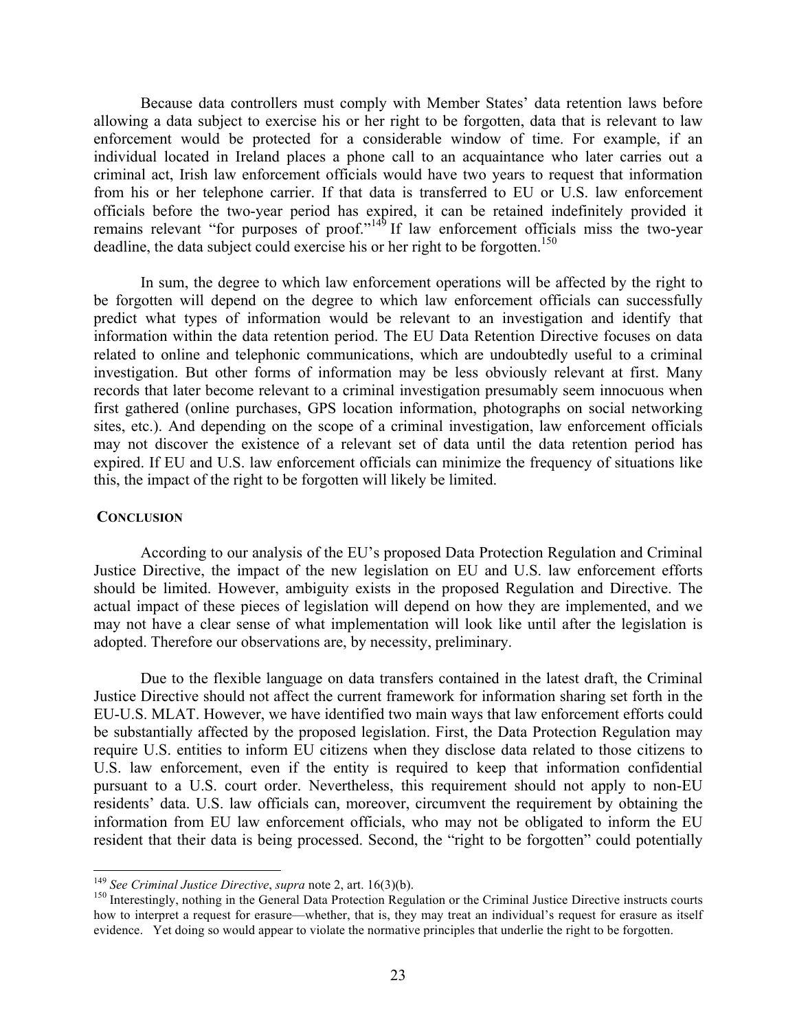Because data controllers must comply with Member States' data retention laws before allowing a data subject to exercise his or her right to be forgotten, data that is relevant to law enforcement would be protected for a considerable window of time. For example, if an individual located in Ireland places a phone call to an acquaintance who later carries out a criminal act, Irish law enforcement officials would have two years to request that information from his or her telephone carrier. If that data is transferred to EU or U.S. law enforcement officials before the two-year period has expired, it can be retained indefinitely provided it remains relevant "for purposes of proof."[149] If law enforcement officials miss the two-year deadline, the data subject could exercise his or her right to be forgotten.[150]

In sum, the degree to which law enforcement operations will be affected by the right to be forgotten will depend on the degree to which law enforcement officials can successfully predict what types of information would be relevant to an investigation and identify that information within the data retention period. The EU Data Retention Directive focuses on data related to online and telephonic communications, which are undoubtedly useful to a criminal investigation. But other forms of information may be less obviously relevant at first. Many records that later become relevant to a criminal investigation presumably seem innocuous when first gathered (online purchases, GPS location information, photographs on social networking sites, etc.). And depending on the scope of a criminal investigation, law enforcement officials may not discover the existence of a relevant set of data until the data retention period has expired. If EU and U.S. law enforcement officials can minimize the frequency of situations like this, the impact of the right to be forgotten will likely be limited.

## CONCLUSION

According to our analysis of the EU's proposed Data Protection Regulation and Criminal Justice Directive, the impact of the new legislation on EU and U.S. law enforcement efforts should be limited. However, ambiguity exists in the proposed Regulation and Directive. The actual impact of these pieces of legislation will depend on how they are implemented, and we may not have a clear sense of what implementation will look like until after the legislation is adopted. Therefore our observations are, by necessity, preliminary.

Due to the flexible language on data transfers contained in the latest draft, the Criminal Justice Directive should not affect the current framework for information sharing set forth in the EU-U.S. MLAT. However, we have identified two main ways that law enforcement efforts could be substantially affected by the proposed legislation. First, the Data Protection Regulation may require U.S. entities to inform EU citizens when they disclose data related to those citizens to U.S. law enforcement, even if the entity is required to keep that information confidential pursuant to a U.S. court order. Nevertheless, this requirement should not apply to non-EU residents' data. U.S. law officials can, moreover, circumvent the requirement by obtaining the information from EU law enforcement officials, who may not be obligated to inform the EU resident that their data is being processed. Second, the "right to be forgotten" could potentially

---

[149] *See Criminal Justice Directive*, *supra* note 2, art. 16(3)(b).

[150] Interestingly, nothing in the General Data Protection Regulation or the Criminal Justice Directive instructs courts how to interpret a request for erasure—whether, that is, they may treat an individual's request for erasure as itself evidence. Yet doing so would appear to violate the normative principles that underlie the right to be forgotten.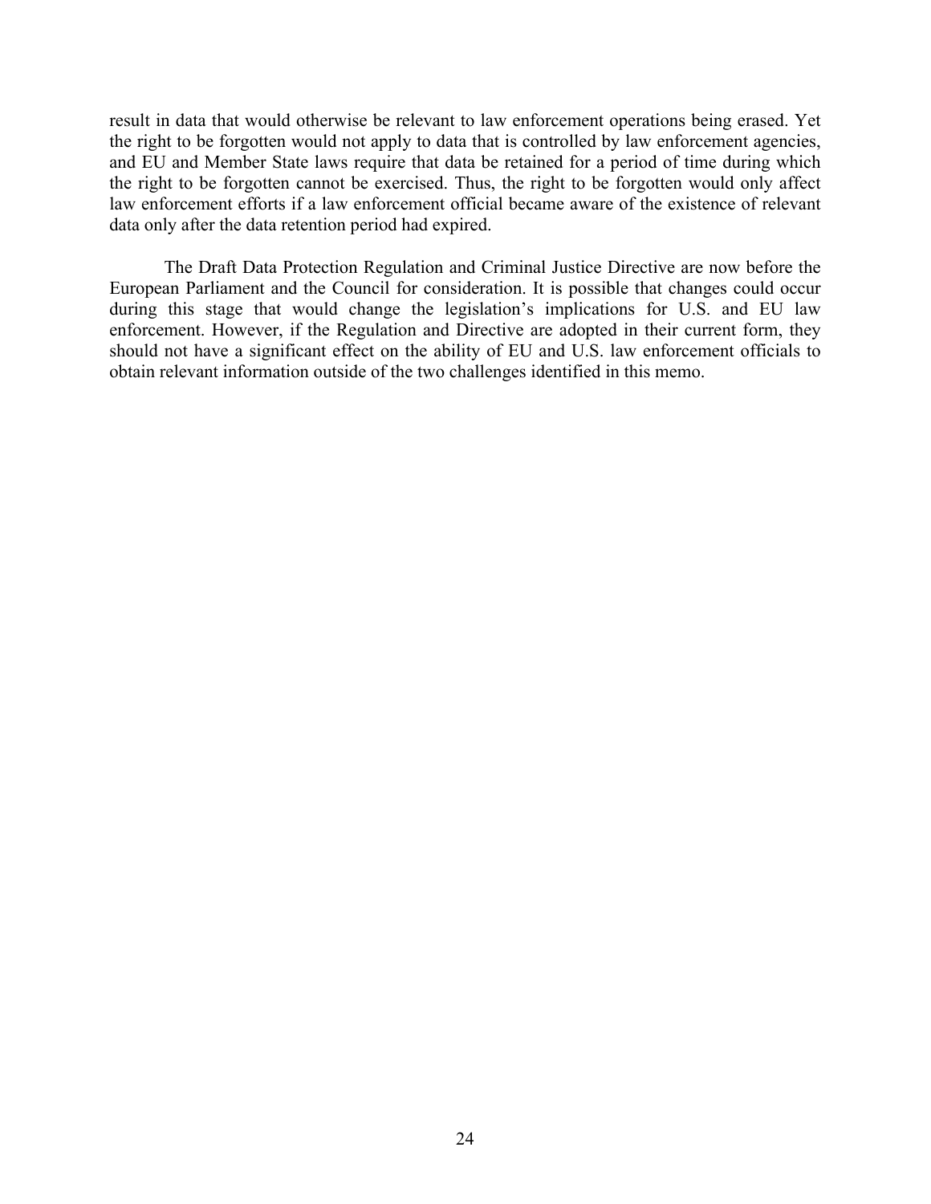result in data that would otherwise be relevant to law enforcement operations being erased. Yet the right to be forgotten would not apply to data that is controlled by law enforcement agencies, and EU and Member State laws require that data be retained for a period of time during which the right to be forgotten cannot be exercised. Thus, the right to be forgotten would only affect law enforcement efforts if a law enforcement official became aware of the existence of relevant data only after the data retention period had expired.

The Draft Data Protection Regulation and Criminal Justice Directive are now before the European Parliament and the Council for consideration. It is possible that changes could occur during this stage that would change the legislation's implications for U.S. and EU law enforcement. However, if the Regulation and Directive are adopted in their current form, they should not have a significant effect on the ability of EU and U.S. law enforcement officials to obtain relevant information outside of the two challenges identified in this memo.